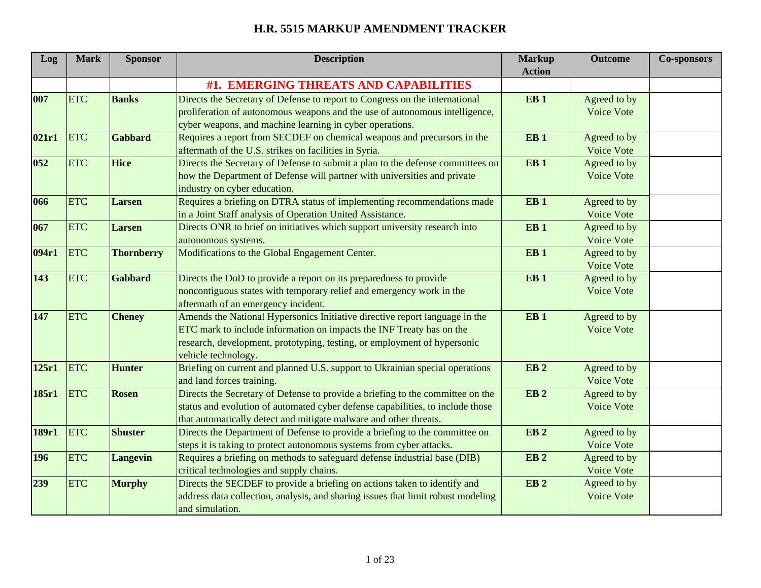# H.R. 5515 MARKUP AMENDMENT TRACKER

| Log | Mark | Sponsor | Description | Markup Action | Outcome | Co-sponsors |
|---|---|---|---|---|---|---|
| | | | **#1. EMERGING THREATS AND CAPABILITIES** | | | |
| **007** | ETC | **Banks** | Directs the Secretary of Defense to report to Congress on the international proliferation of autonomous weapons and the use of autonomous intelligence, cyber weapons, and machine learning in cyber operations. | **EB 1** | Agreed to by Voice Vote | |
| **021r1** | ETC | **Gabbard** | Requires a report from SECDEF on chemical weapons and precursors in the aftermath of the U.S. strikes on facilities in Syria. | **EB 1** | Agreed to by Voice Vote | |
| **052** | ETC | **Hice** | Directs the Secretary of Defense to submit a plan to the defense committees on how the Department of Defense will partner with universities and private industry on cyber education. | **EB 1** | Agreed to by Voice Vote | |
| **066** | ETC | **Larsen** | Requires a briefing on DTRA status of implementing recommendations made in a Joint Staff analysis of Operation United Assistance. | **EB 1** | Agreed to by Voice Vote | |
| **067** | ETC | **Larsen** | Directs ONR to brief on initiatives which support university research into autonomous systems. | **EB 1** | Agreed to by Voice Vote | |
| **094r1** | ETC | **Thornberry** | Modifications to the Global Engagement Center. | **EB 1** | Agreed to by Voice Vote | |
| **143** | ETC | **Gabbard** | Directs the DoD to provide a report on its preparedness to provide noncontiguous states with temporary relief and emergency work in the aftermath of an emergency incident. | **EB 1** | Agreed to by Voice Vote | |
| **147** | ETC | **Cheney** | Amends the National Hypersonics Initiative directive report language in the ETC mark to include information on impacts the INF Treaty has on the research, development, prototyping, testing, or employment of hypersonic vehicle technology. | **EB 1** | Agreed to by Voice Vote | |
| **125r1** | ETC | **Hunter** | Briefing on current and planned U.S. support to Ukrainian special operations and land forces training. | **EB 2** | Agreed to by Voice Vote | |
| **185r1** | ETC | **Rosen** | Directs the Secretary of Defense to provide a briefing to the committee on the status and evolution of automated cyber defense capabilities, to include those that automatically detect and mitigate malware and other threats. | **EB 2** | Agreed to by Voice Vote | |
| **189r1** | ETC | **Shuster** | Directs the Department of Defense to provide a briefing to the committee on steps it is taking to protect autonomous systems from cyber attacks. | **EB 2** | Agreed to by Voice Vote | |
| **196** | ETC | **Langevin** | Requires a briefing on methods to safeguard defense industrial base (DIB) critical technologies and supply chains. | **EB 2** | Agreed to by Voice Vote | |
| **239** | ETC | **Murphy** | Directs the SECDEF to provide a briefing on actions taken to identify and address data collection, analysis, and sharing issues that limit robust modeling and simulation. | **EB 2** | Agreed to by Voice Vote | |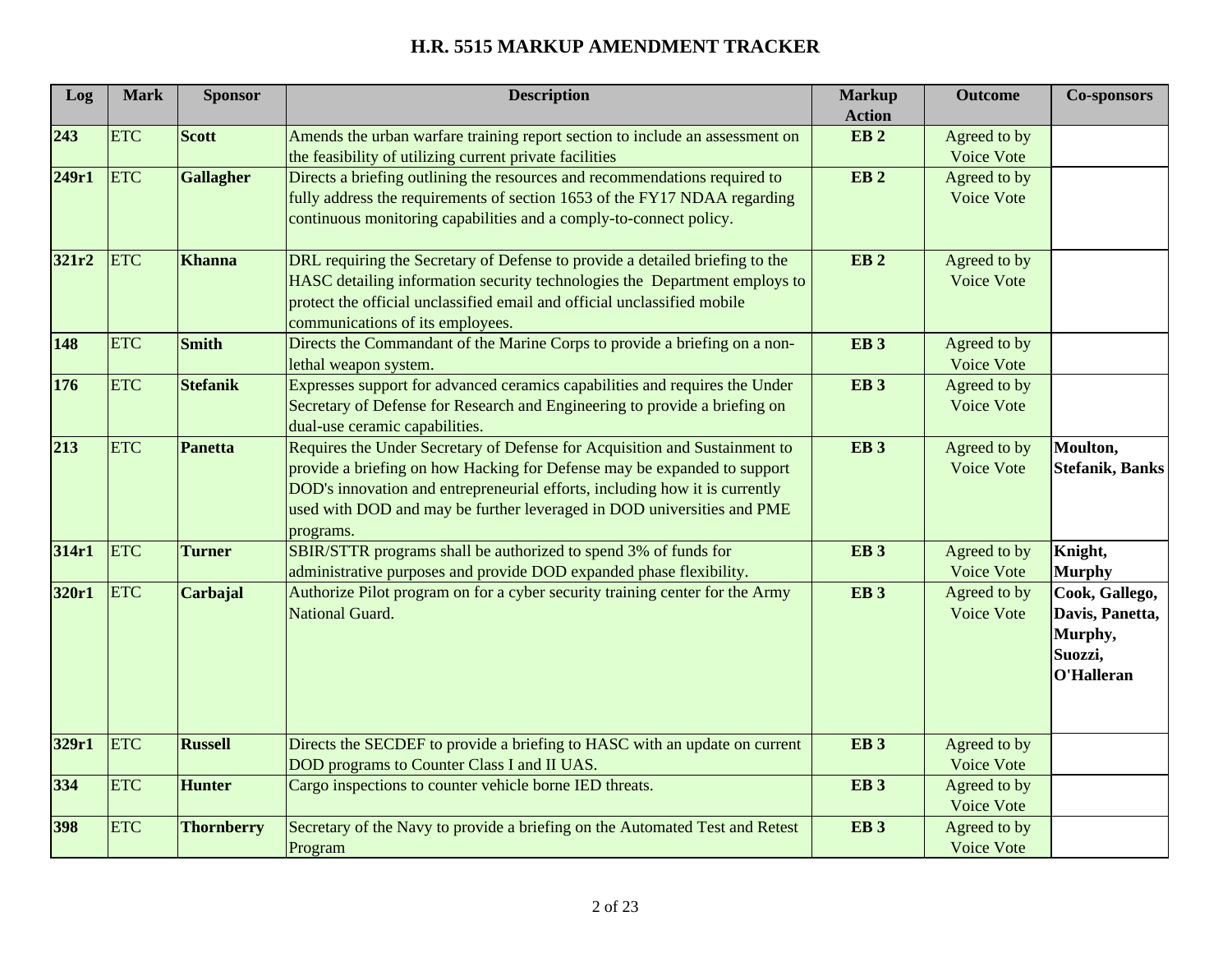# H.R. 5515 MARKUP AMENDMENT TRACKER

| Log | Mark | Sponsor | Description | Markup Action | Outcome | Co-sponsors |
|---|---|---|---|---|---|---|
| **243** | ETC | **Scott** | Amends the urban warfare training report section to include an assessment on the feasibility of utilizing current private facilities | **EB 2** | Agreed to by Voice Vote | |
| **249r1** | ETC | **Gallagher** | Directs a briefing outlining the resources and recommendations required to fully address the requirements of section 1653 of the FY17 NDAA regarding continuous monitoring capabilities and a comply-to-connect policy. | **EB 2** | Agreed to by Voice Vote | |
| **321r2** | ETC | **Khanna** | DRL requiring the Secretary of Defense to provide a detailed briefing to the HASC detailing information security technologies the Department employs to protect the official unclassified email and official unclassified mobile communications of its employees. | **EB 2** | Agreed to by Voice Vote | |
| **148** | ETC | **Smith** | Directs the Commandant of the Marine Corps to provide a briefing on a non-lethal weapon system. | **EB 3** | Agreed to by Voice Vote | |
| **176** | ETC | **Stefanik** | Expresses support for advanced ceramics capabilities and requires the Under Secretary of Defense for Research and Engineering to provide a briefing on dual-use ceramic capabilities. | **EB 3** | Agreed to by Voice Vote | |
| **213** | ETC | **Panetta** | Requires the Under Secretary of Defense for Acquisition and Sustainment to provide a briefing on how Hacking for Defense may be expanded to support DOD's innovation and entrepreneurial efforts, including how it is currently used with DOD and may be further leveraged in DOD universities and PME programs. | **EB 3** | Agreed to by Voice Vote | **Moulton, Stefanik, Banks** |
| **314r1** | ETC | **Turner** | SBIR/STTR programs shall be authorized to spend 3% of funds for administrative purposes and provide DOD expanded phase flexibility. | **EB 3** | Agreed to by Voice Vote | **Knight, Murphy** |
| **320r1** | ETC | **Carbajal** | Authorize Pilot program on for a cyber security training center for the Army National Guard. | **EB 3** | Agreed to by Voice Vote | **Cook, Gallego, Davis, Panetta, Murphy, Suozzi, O'Halleran** |
| **329r1** | ETC | **Russell** | Directs the SECDEF to provide a briefing to HASC with an update on current DOD programs to Counter Class I and II UAS. | **EB 3** | Agreed to by Voice Vote | |
| **334** | ETC | **Hunter** | Cargo inspections to counter vehicle borne IED threats. | **EB 3** | Agreed to by Voice Vote | |
| **398** | ETC | **Thornberry** | Secretary of the Navy to provide a briefing on the Automated Test and Retest Program | **EB 3** | Agreed to by Voice Vote | |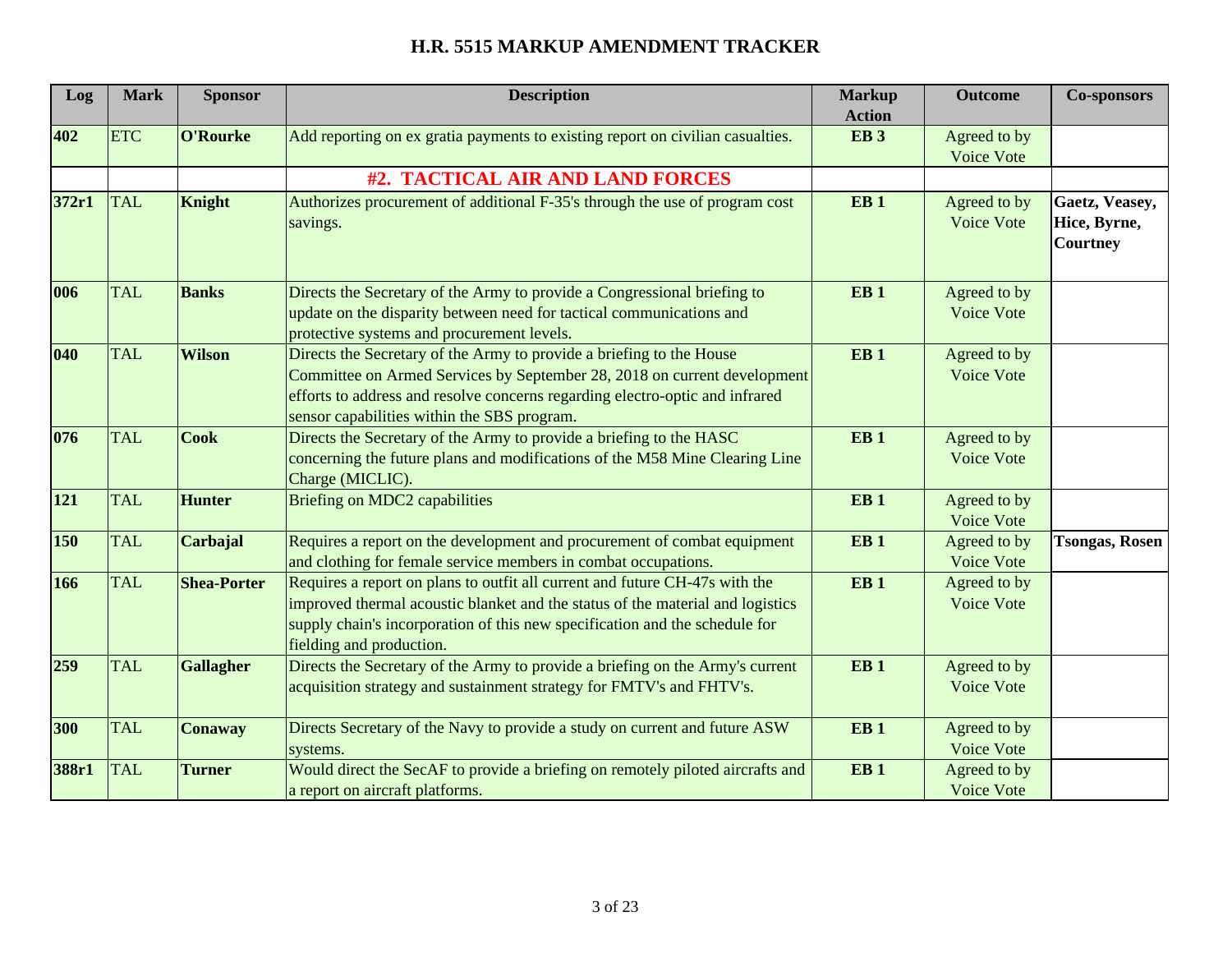# H.R. 5515 MARKUP AMENDMENT TRACKER

| Log | Mark | Sponsor | Description | Markup Action | Outcome | Co-sponsors |
|---|---|---|---|---|---|---|
| **402** | ETC | **O'Rourke** | Add reporting on ex gratia payments to existing report on civilian casualties. | **EB 3** | Agreed to by Voice Vote | |
| | | | **#2. TACTICAL AIR AND LAND FORCES** | | | |
| **372r1** | TAL | **Knight** | Authorizes procurement of additional F-35's through the use of program cost savings. | **EB 1** | Agreed to by Voice Vote | **Gaetz, Veasey, Hice, Byrne, Courtney** |
| **006** | TAL | **Banks** | Directs the Secretary of the Army to provide a Congressional briefing to update on the disparity between need for tactical communications and protective systems and procurement levels. | **EB 1** | Agreed to by Voice Vote | |
| **040** | TAL | **Wilson** | Directs the Secretary of the Army to provide a briefing to the House Committee on Armed Services by September 28, 2018 on current development efforts to address and resolve concerns regarding electro-optic and infrared sensor capabilities within the SBS program. | **EB 1** | Agreed to by Voice Vote | |
| **076** | TAL | **Cook** | Directs the Secretary of the Army to provide a briefing to the HASC concerning the future plans and modifications of the M58 Mine Clearing Line Charge (MICLIC). | **EB 1** | Agreed to by Voice Vote | |
| **121** | TAL | **Hunter** | Briefing on MDC2 capabilities | **EB 1** | Agreed to by Voice Vote | |
| **150** | TAL | **Carbajal** | Requires a report on the development and procurement of combat equipment and clothing for female service members in combat occupations. | **EB 1** | Agreed to by Voice Vote | **Tsongas, Rosen** |
| **166** | TAL | **Shea-Porter** | Requires a report on plans to outfit all current and future CH-47s with the improved thermal acoustic blanket and the status of the material and logistics supply chain's incorporation of this new specification and the schedule for fielding and production. | **EB 1** | Agreed to by Voice Vote | |
| **259** | TAL | **Gallagher** | Directs the Secretary of the Army to provide a briefing on the Army's current acquisition strategy and sustainment strategy for FMTV's and FHTV's. | **EB 1** | Agreed to by Voice Vote | |
| **300** | TAL | **Conaway** | Directs Secretary of the Navy to provide a study on current and future ASW systems. | **EB 1** | Agreed to by Voice Vote | |
| **388r1** | TAL | **Turner** | Would direct the SecAF to provide a briefing on remotely piloted aircrafts and a report on aircraft platforms. | **EB 1** | Agreed to by Voice Vote | |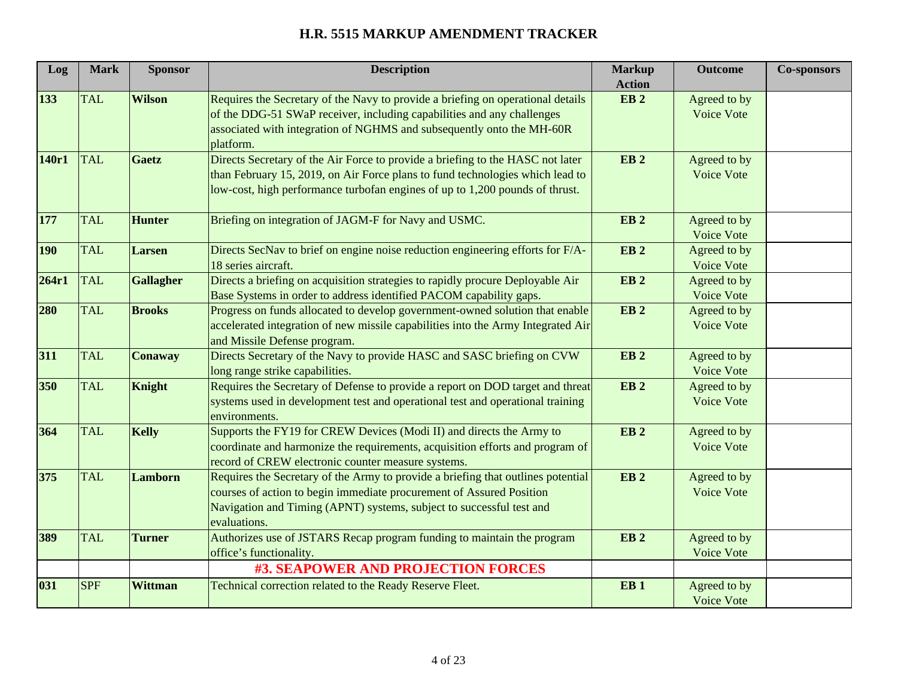# H.R. 5515 MARKUP AMENDMENT TRACKER

| Log | Mark | Sponsor | Description | Markup Action | Outcome | Co-sponsors |
|---|---|---|---|---|---|---|
| **133** | TAL | **Wilson** | Requires the Secretary of the Navy to provide a briefing on operational details of the DDG-51 SWaP receiver, including capabilities and any challenges associated with integration of NGHMS and subsequently onto the MH-60R platform. | **EB 2** | Agreed to by Voice Vote | |
| **140r1** | TAL | **Gaetz** | Directs Secretary of the Air Force to provide a briefing to the HASC not later than February 15, 2019, on Air Force plans to fund technologies which lead to low-cost, high performance turbofan engines of up to 1,200 pounds of thrust. | **EB 2** | Agreed to by Voice Vote | |
| **177** | TAL | **Hunter** | Briefing on integration of JAGM-F for Navy and USMC. | **EB 2** | Agreed to by Voice Vote | |
| **190** | TAL | **Larsen** | Directs SecNav to brief on engine noise reduction engineering efforts for F/A-18 series aircraft. | **EB 2** | Agreed to by Voice Vote | |
| **264r1** | TAL | **Gallagher** | Directs a briefing on acquisition strategies to rapidly procure Deployable Air Base Systems in order to address identified PACOM capability gaps. | **EB 2** | Agreed to by Voice Vote | |
| **280** | TAL | **Brooks** | Progress on funds allocated to develop government-owned solution that enable accelerated integration of new missile capabilities into the Army Integrated Air and Missile Defense program. | **EB 2** | Agreed to by Voice Vote | |
| **311** | TAL | **Conaway** | Directs Secretary of the Navy to provide HASC and SASC briefing on CVW long range strike capabilities. | **EB 2** | Agreed to by Voice Vote | |
| **350** | TAL | **Knight** | Requires the Secretary of Defense to provide a report on DOD target and threat systems used in development test and operational test and operational training environments. | **EB 2** | Agreed to by Voice Vote | |
| **364** | TAL | **Kelly** | Supports the FY19 for CREW Devices (Modi II) and directs the Army to coordinate and harmonize the requirements, acquisition efforts and program of record of CREW electronic counter measure systems. | **EB 2** | Agreed to by Voice Vote | |
| **375** | TAL | **Lamborn** | Requires the Secretary of the Army to provide a briefing that outlines potential courses of action to begin immediate procurement of Assured Position Navigation and Timing (APNT) systems, subject to successful test and evaluations. | **EB 2** | Agreed to by Voice Vote | |
| **389** | TAL | **Turner** | Authorizes use of JSTARS Recap program funding to maintain the program office's functionality. | **EB 2** | Agreed to by Voice Vote | |
| | | | **#3. SEAPOWER AND PROJECTION FORCES** | | | |
| **031** | SPF | **Wittman** | Technical correction related to the Ready Reserve Fleet. | **EB 1** | Agreed to by Voice Vote | |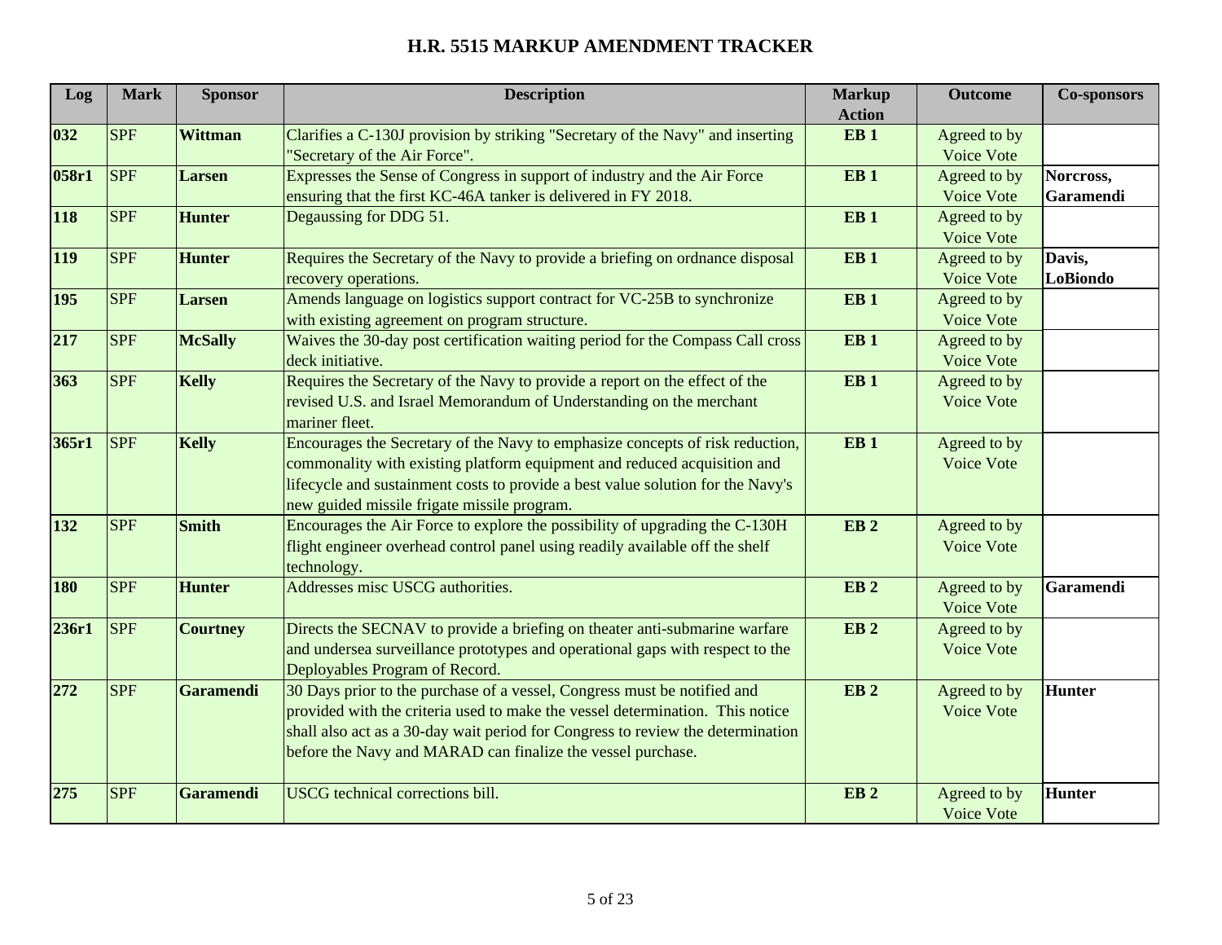# H.R. 5515 MARKUP AMENDMENT TRACKER

| Log | Mark | Sponsor | Description | Markup Action | Outcome | Co-sponsors |
|---|---|---|---|---|---|---|
| **032** | SPF | **Wittman** | Clarifies a C-130J provision by striking "Secretary of the Navy" and inserting "Secretary of the Air Force". | **EB 1** | Agreed to by Voice Vote | |
| **058r1** | SPF | **Larsen** | Expresses the Sense of Congress in support of industry and the Air Force ensuring that the first KC-46A tanker is delivered in FY 2018. | **EB 1** | Agreed to by Voice Vote | **Norcross, Garamendi** |
| **118** | SPF | **Hunter** | Degaussing for DDG 51. | **EB 1** | Agreed to by Voice Vote | |
| **119** | SPF | **Hunter** | Requires the Secretary of the Navy to provide a briefing on ordnance disposal recovery operations. | **EB 1** | Agreed to by Voice Vote | **Davis, LoBiondo** |
| **195** | SPF | **Larsen** | Amends language on logistics support contract for VC-25B to synchronize with existing agreement on program structure. | **EB 1** | Agreed to by Voice Vote | |
| **217** | SPF | **McSally** | Waives the 30-day post certification waiting period for the Compass Call cross deck initiative. | **EB 1** | Agreed to by Voice Vote | |
| **363** | SPF | **Kelly** | Requires the Secretary of the Navy to provide a report on the effect of the revised U.S. and Israel Memorandum of Understanding on the merchant mariner fleet. | **EB 1** | Agreed to by Voice Vote | |
| **365r1** | SPF | **Kelly** | Encourages the Secretary of the Navy to emphasize concepts of risk reduction, commonality with existing platform equipment and reduced acquisition and lifecycle and sustainment costs to provide a best value solution for the Navy's new guided missile frigate missile program. | **EB 1** | Agreed to by Voice Vote | |
| **132** | SPF | **Smith** | Encourages the Air Force to explore the possibility of upgrading the C-130H flight engineer overhead control panel using readily available off the shelf technology. | **EB 2** | Agreed to by Voice Vote | |
| **180** | SPF | **Hunter** | Addresses misc USCG authorities. | **EB 2** | Agreed to by Voice Vote | **Garamendi** |
| **236r1** | SPF | **Courtney** | Directs the SECNAV to provide a briefing on theater anti-submarine warfare and undersea surveillance prototypes and operational gaps with respect to the Deployables Program of Record. | **EB 2** | Agreed to by Voice Vote | |
| **272** | SPF | **Garamendi** | 30 Days prior to the purchase of a vessel, Congress must be notified and provided with the criteria used to make the vessel determination. This notice shall also act as a 30-day wait period for Congress to review the determination before the Navy and MARAD can finalize the vessel purchase. | **EB 2** | Agreed to by Voice Vote | **Hunter** |
| **275** | SPF | **Garamendi** | USCG technical corrections bill. | **EB 2** | Agreed to by Voice Vote | **Hunter** |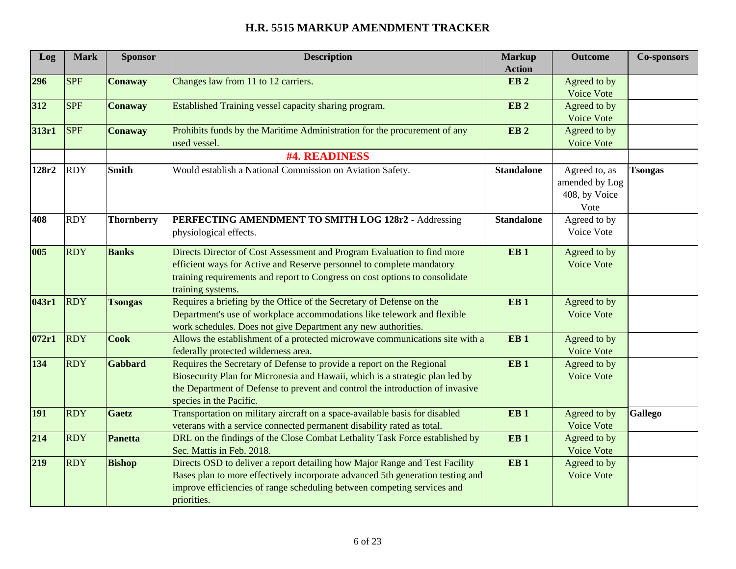## H.R. 5515 MARKUP AMENDMENT TRACKER

| Log | Mark | Sponsor | Description | Markup Action | Outcome | Co-sponsors |
|---|---|---|---|---|---|---|
| **296** | SPF | **Conaway** | Changes law from 11 to 12 carriers. | **EB 2** | Agreed to by Voice Vote | |
| **312** | SPF | **Conaway** | Established Training vessel capacity sharing program. | **EB 2** | Agreed to by Voice Vote | |
| **313r1** | SPF | **Conaway** | Prohibits funds by the Maritime Administration for the procurement of any used vessel. | **EB 2** | Agreed to by Voice Vote | |
| | | | **#4. READINESS** | | | |
| **128r2** | RDY | **Smith** | Would establish a National Commission on Aviation Safety. | **Standalone** | Agreed to, as amended by Log 408, by Voice Vote | **Tsongas** |
| **408** | RDY | **Thornberry** | **PERFECTING AMENDMENT TO SMITH LOG 128r2** - Addressing physiological effects. | **Standalone** | Agreed to by Voice Vote | |
| **005** | RDY | **Banks** | Directs Director of Cost Assessment and Program Evaluation to find more efficient ways for Active and Reserve personnel to complete mandatory training requirements and report to Congress on cost options to consolidate training systems. | **EB 1** | Agreed to by Voice Vote | |
| **043r1** | RDY | **Tsongas** | Requires a briefing by the Office of the Secretary of Defense on the Department's use of workplace accommodations like telework and flexible work schedules. Does not give Department any new authorities. | **EB 1** | Agreed to by Voice Vote | |
| **072r1** | RDY | **Cook** | Allows the establishment of a protected microwave communications site with a federally protected wilderness area. | **EB 1** | Agreed to by Voice Vote | |
| **134** | RDY | **Gabbard** | Requires the Secretary of Defense to provide a report on the Regional Biosecurity Plan for Micronesia and Hawaii, which is a strategic plan led by the Department of Defense to prevent and control the introduction of invasive species in the Pacific. | **EB 1** | Agreed to by Voice Vote | |
| **191** | RDY | **Gaetz** | Transportation on military aircraft on a space-available basis for disabled veterans with a service connected permanent disability rated as total. | **EB 1** | Agreed to by Voice Vote | **Gallego** |
| **214** | RDY | **Panetta** | DRL on the findings of the Close Combat Lethality Task Force established by Sec. Mattis in Feb. 2018. | **EB 1** | Agreed to by Voice Vote | |
| **219** | RDY | **Bishop** | Directs OSD to deliver a report detailing how Major Range and Test Facility Bases plan to more effectively incorporate advanced 5th generation testing and improve efficiencies of range scheduling between competing services and priorities. | **EB 1** | Agreed to by Voice Vote | |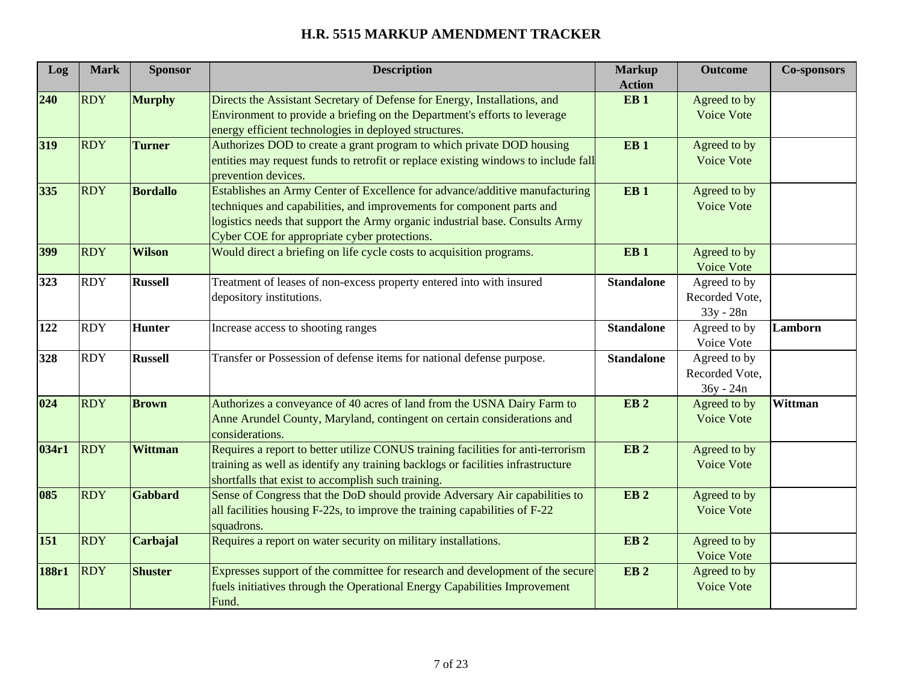# H.R. 5515 MARKUP AMENDMENT TRACKER

| Log | Mark | Sponsor | Description | Markup Action | Outcome | Co-sponsors |
|---|---|---|---|---|---|---|
| **240** | RDY | **Murphy** | Directs the Assistant Secretary of Defense for Energy, Installations, and Environment to provide a briefing on the Department's efforts to leverage energy efficient technologies in deployed structures. | **EB 1** | Agreed to by Voice Vote | |
| **319** | RDY | **Turner** | Authorizes DOD to create a grant program to which private DOD housing entities may request funds to retrofit or replace existing windows to include fall prevention devices. | **EB 1** | Agreed to by Voice Vote | |
| **335** | RDY | **Bordallo** | Establishes an Army Center of Excellence for advance/additive manufacturing techniques and capabilities, and improvements for component parts and logistics needs that support the Army organic industrial base. Consults Army Cyber COE for appropriate cyber protections. | **EB 1** | Agreed to by Voice Vote | |
| **399** | RDY | **Wilson** | Would direct a briefing on life cycle costs to acquisition programs. | **EB 1** | Agreed to by Voice Vote | |
| **323** | RDY | **Russell** | Treatment of leases of non-excess property entered into with insured depository institutions. | **Standalone** | Agreed to by Recorded Vote, 33y - 28n | |
| **122** | RDY | **Hunter** | Increase access to shooting ranges | **Standalone** | Agreed to by Voice Vote | **Lamborn** |
| **328** | RDY | **Russell** | Transfer or Possession of defense items for national defense purpose. | **Standalone** | Agreed to by Recorded Vote, 36y - 24n | |
| **024** | RDY | **Brown** | Authorizes a conveyance of 40 acres of land from the USNA Dairy Farm to Anne Arundel County, Maryland, contingent on certain considerations and considerations. | **EB 2** | Agreed to by Voice Vote | **Wittman** |
| **034r1** | RDY | **Wittman** | Requires a report to better utilize CONUS training facilities for anti-terrorism training as well as identify any training backlogs or facilities infrastructure shortfalls that exist to accomplish such training. | **EB 2** | Agreed to by Voice Vote | |
| **085** | RDY | **Gabbard** | Sense of Congress that the DoD should provide Adversary Air capabilities to all facilities housing F-22s, to improve the training capabilities of F-22 squadrons. | **EB 2** | Agreed to by Voice Vote | |
| **151** | RDY | **Carbajal** | Requires a report on water security on military installations. | **EB 2** | Agreed to by Voice Vote | |
| **188r1** | RDY | **Shuster** | Expresses support of the committee for research and development of the secure fuels initiatives through the Operational Energy Capabilities Improvement Fund. | **EB 2** | Agreed to by Voice Vote | |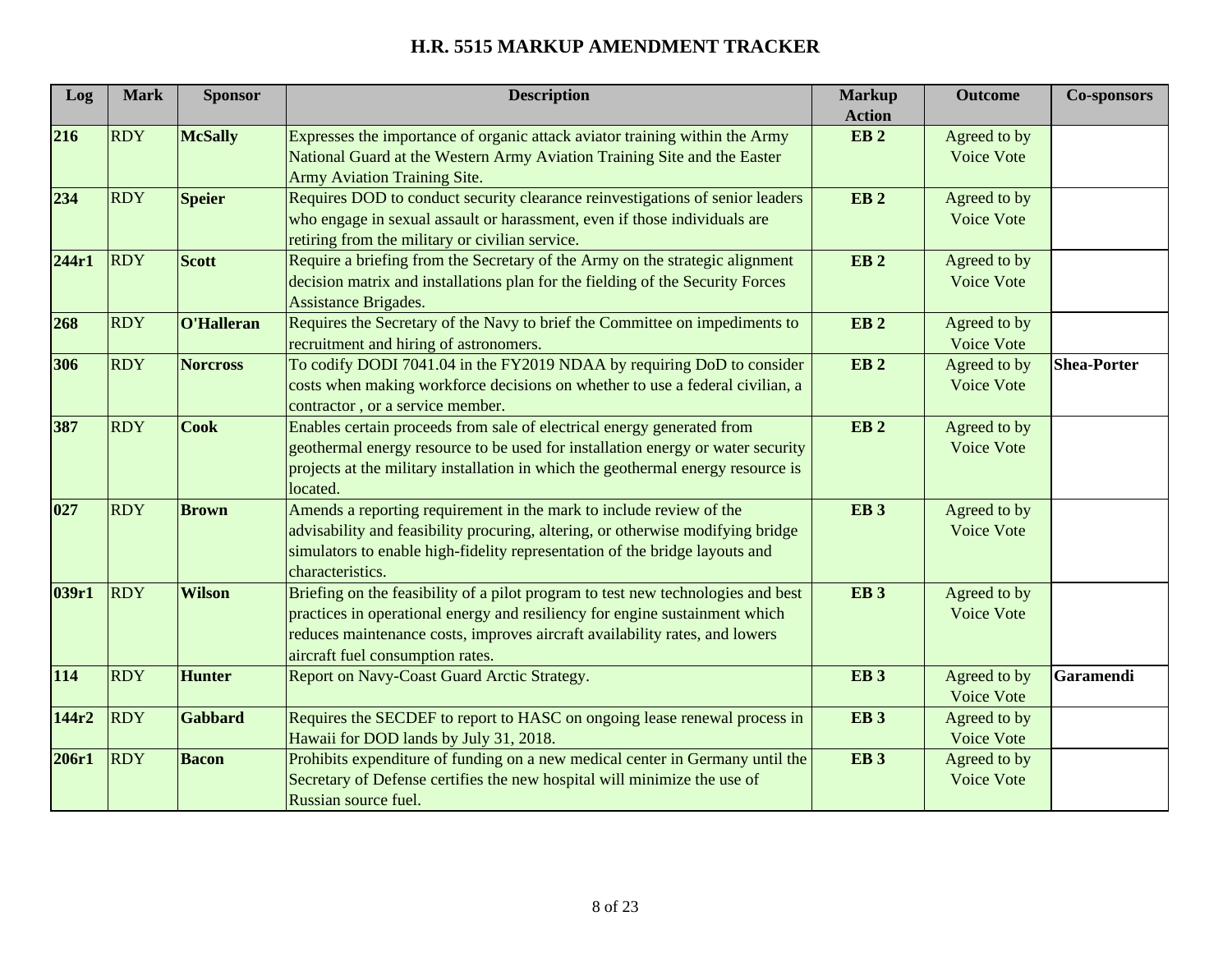# H.R. 5515 MARKUP AMENDMENT TRACKER

| Log | Mark | Sponsor | Description | Markup Action | Outcome | Co-sponsors |
|---|---|---|---|---|---|---|
| **216** | RDY | **McSally** | Expresses the importance of organic attack aviator training within the Army National Guard at the Western Army Aviation Training Site and the Easter Army Aviation Training Site. | **EB 2** | Agreed to by Voice Vote | |
| **234** | RDY | **Speier** | Requires DOD to conduct security clearance reinvestigations of senior leaders who engage in sexual assault or harassment, even if those individuals are retiring from the military or civilian service. | **EB 2** | Agreed to by Voice Vote | |
| **244r1** | RDY | **Scott** | Require a briefing from the Secretary of the Army on the strategic alignment decision matrix and installations plan for the fielding of the Security Forces Assistance Brigades. | **EB 2** | Agreed to by Voice Vote | |
| **268** | RDY | **O'Halleran** | Requires the Secretary of the Navy to brief the Committee on impediments to recruitment and hiring of astronomers. | **EB 2** | Agreed to by Voice Vote | |
| **306** | RDY | **Norcross** | To codify DODI 7041.04 in the FY2019 NDAA by requiring DoD to consider costs when making workforce decisions on whether to use a federal civilian, a contractor , or a service member. | **EB 2** | Agreed to by Voice Vote | **Shea-Porter** |
| **387** | RDY | **Cook** | Enables certain proceeds from sale of electrical energy generated from geothermal energy resource to be used for installation energy or water security projects at the military installation in which the geothermal energy resource is located. | **EB 2** | Agreed to by Voice Vote | |
| **027** | RDY | **Brown** | Amends a reporting requirement in the mark to include review of the advisability and feasibility procuring, altering, or otherwise modifying bridge simulators to enable high-fidelity representation of the bridge layouts and characteristics. | **EB 3** | Agreed to by Voice Vote | |
| **039r1** | RDY | **Wilson** | Briefing on the feasibility of a pilot program to test new technologies and best practices in operational energy and resiliency for engine sustainment which reduces maintenance costs, improves aircraft availability rates, and lowers aircraft fuel consumption rates. | **EB 3** | Agreed to by Voice Vote | |
| **114** | RDY | **Hunter** | Report on Navy-Coast Guard Arctic Strategy. | **EB 3** | Agreed to by Voice Vote | **Garamendi** |
| **144r2** | RDY | **Gabbard** | Requires the SECDEF to report to HASC on ongoing lease renewal process in Hawaii for DOD lands by July 31, 2018. | **EB 3** | Agreed to by Voice Vote | |
| **206r1** | RDY | **Bacon** | Prohibits expenditure of funding on a new medical center in Germany until the Secretary of Defense certifies the new hospital will minimize the use of Russian source fuel. | **EB 3** | Agreed to by Voice Vote | |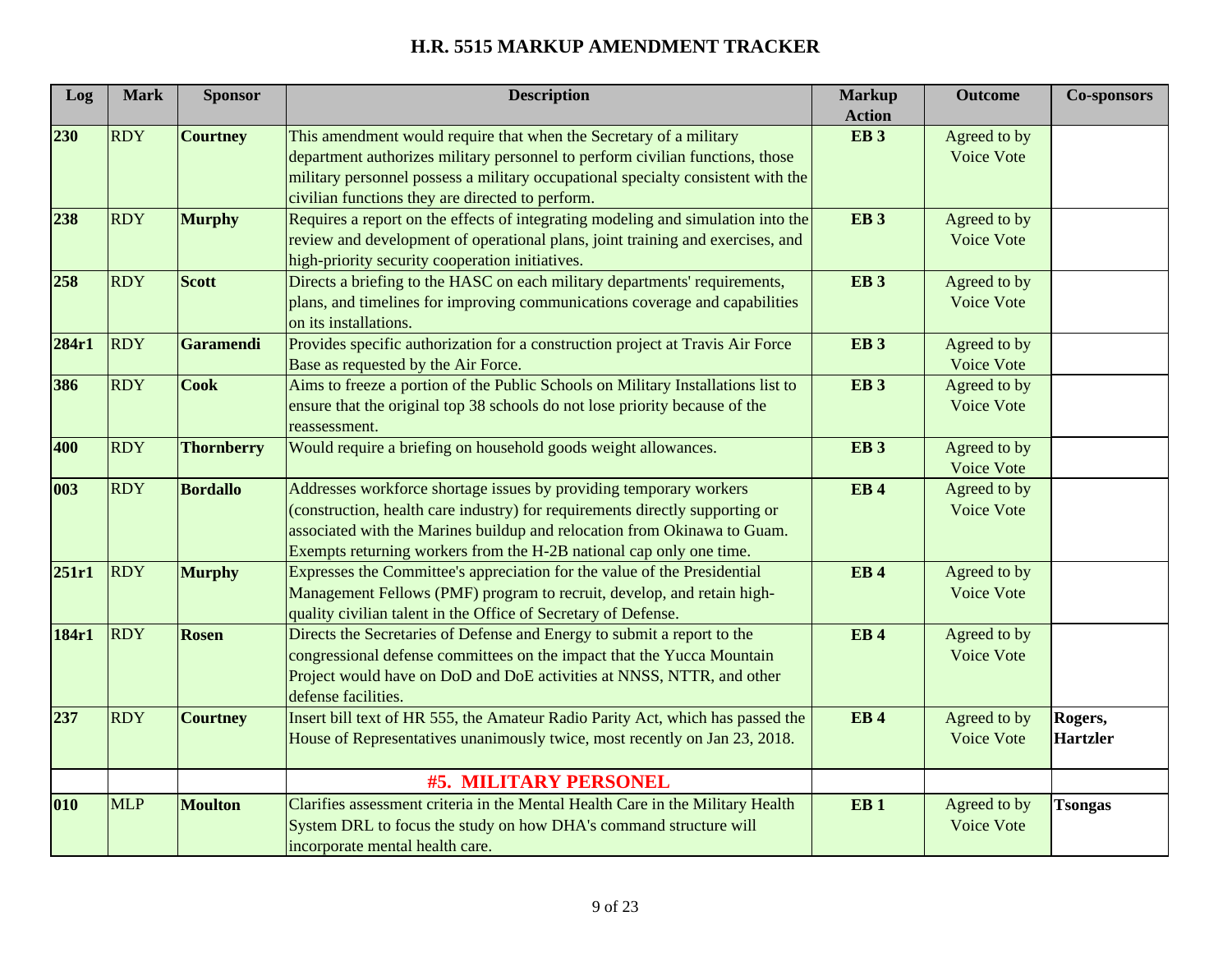# H.R. 5515 MARKUP AMENDMENT TRACKER

| Log | Mark | Sponsor | Description | Markup Action | Outcome | Co-sponsors |
|---|---|---|---|---|---|---|
| **230** | RDY | **Courtney** | This amendment would require that when the Secretary of a military department authorizes military personnel to perform civilian functions, those military personnel possess a military occupational specialty consistent with the civilian functions they are directed to perform. | **EB 3** | Agreed to by Voice Vote | |
| **238** | RDY | **Murphy** | Requires a report on the effects of integrating modeling and simulation into the review and development of operational plans, joint training and exercises, and high-priority security cooperation initiatives. | **EB 3** | Agreed to by Voice Vote | |
| **258** | RDY | **Scott** | Directs a briefing to the HASC on each military departments' requirements, plans, and timelines for improving communications coverage and capabilities on its installations. | **EB 3** | Agreed to by Voice Vote | |
| **284r1** | RDY | **Garamendi** | Provides specific authorization for a construction project at Travis Air Force Base as requested by the Air Force. | **EB 3** | Agreed to by Voice Vote | |
| **386** | RDY | **Cook** | Aims to freeze a portion of the Public Schools on Military Installations list to ensure that the original top 38 schools do not lose priority because of the reassessment. | **EB 3** | Agreed to by Voice Vote | |
| **400** | RDY | **Thornberry** | Would require a briefing on household goods weight allowances. | **EB 3** | Agreed to by Voice Vote | |
| **003** | RDY | **Bordallo** | Addresses workforce shortage issues by providing temporary workers (construction, health care industry) for requirements directly supporting or associated with the Marines buildup and relocation from Okinawa to Guam. Exempts returning workers from the H-2B national cap only one time. | **EB 4** | Agreed to by Voice Vote | |
| **251r1** | RDY | **Murphy** | Expresses the Committee's appreciation for the value of the Presidential Management Fellows (PMF) program to recruit, develop, and retain high-quality civilian talent in the Office of Secretary of Defense. | **EB 4** | Agreed to by Voice Vote | |
| **184r1** | RDY | **Rosen** | Directs the Secretaries of Defense and Energy to submit a report to the congressional defense committees on the impact that the Yucca Mountain Project would have on DoD and DoE activities at NNSS, NTTR, and other defense facilities. | **EB 4** | Agreed to by Voice Vote | |
| **237** | RDY | **Courtney** | Insert bill text of HR 555, the Amateur Radio Parity Act, which has passed the House of Representatives unanimously twice, most recently on Jan 23, 2018. | **EB 4** | Agreed to by Voice Vote | **Rogers, Hartzler** |
| | | | **#5. MILITARY PERSONEL** | | | |
| **010** | MLP | **Moulton** | Clarifies assessment criteria in the Mental Health Care in the Military Health System DRL to focus the study on how DHA's command structure will incorporate mental health care. | **EB 1** | Agreed to by Voice Vote | **Tsongas** |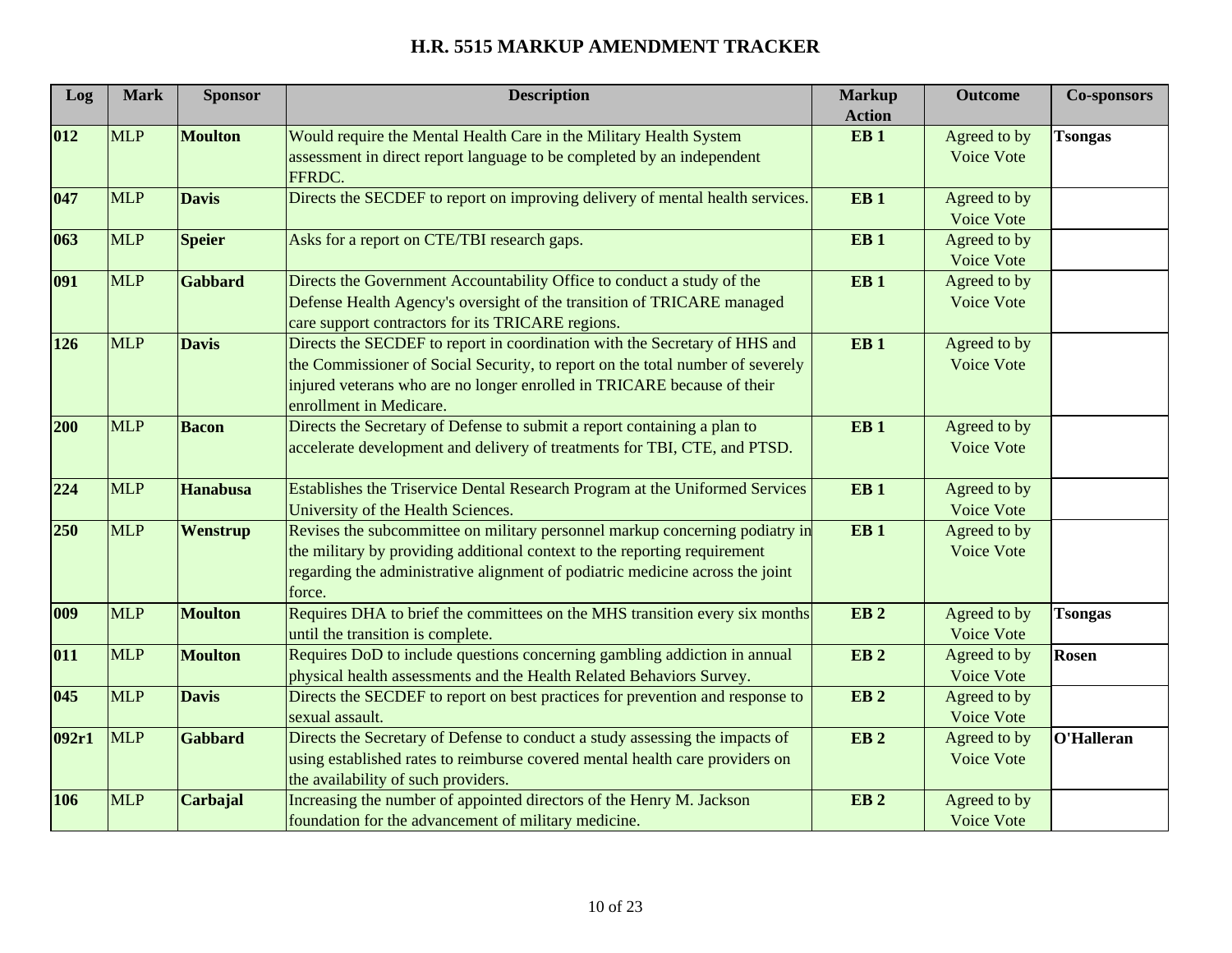# H.R. 5515 MARKUP AMENDMENT TRACKER

| Log | Mark | Sponsor | Description | Markup Action | Outcome | Co-sponsors |
|---|---|---|---|---|---|---|
| **012** | MLP | **Moulton** | Would require the Mental Health Care in the Military Health System assessment in direct report language to be completed by an independent FFRDC. | **EB 1** | Agreed to by Voice Vote | **Tsongas** |
| **047** | MLP | **Davis** | Directs the SECDEF to report on improving delivery of mental health services. | **EB 1** | Agreed to by Voice Vote | |
| **063** | MLP | **Speier** | Asks for a report on CTE/TBI research gaps. | **EB 1** | Agreed to by Voice Vote | |
| **091** | MLP | **Gabbard** | Directs the Government Accountability Office to conduct a study of the Defense Health Agency's oversight of the transition of TRICARE managed care support contractors for its TRICARE regions. | **EB 1** | Agreed to by Voice Vote | |
| **126** | MLP | **Davis** | Directs the SECDEF to report in coordination with the Secretary of HHS and the Commissioner of Social Security, to report on the total number of severely injured veterans who are no longer enrolled in TRICARE because of their enrollment in Medicare. | **EB 1** | Agreed to by Voice Vote | |
| **200** | MLP | **Bacon** | Directs the Secretary of Defense to submit a report containing a plan to accelerate development and delivery of treatments for TBI, CTE, and PTSD. | **EB 1** | Agreed to by Voice Vote | |
| **224** | MLP | **Hanabusa** | Establishes the Triservice Dental Research Program at the Uniformed Services University of the Health Sciences. | **EB 1** | Agreed to by Voice Vote | |
| **250** | MLP | **Wenstrup** | Revises the subcommittee on military personnel markup concerning podiatry in the military by providing additional context to the reporting requirement regarding the administrative alignment of podiatric medicine across the joint force. | **EB 1** | Agreed to by Voice Vote | |
| **009** | MLP | **Moulton** | Requires DHA to brief the committees on the MHS transition every six months until the transition is complete. | **EB 2** | Agreed to by Voice Vote | **Tsongas** |
| **011** | MLP | **Moulton** | Requires DoD to include questions concerning gambling addiction in annual physical health assessments and the Health Related Behaviors Survey. | **EB 2** | Agreed to by Voice Vote | **Rosen** |
| **045** | MLP | **Davis** | Directs the SECDEF to report on best practices for prevention and response to sexual assault. | **EB 2** | Agreed to by Voice Vote | |
| **092r1** | MLP | **Gabbard** | Directs the Secretary of Defense to conduct a study assessing the impacts of using established rates to reimburse covered mental health care providers on the availability of such providers. | **EB 2** | Agreed to by Voice Vote | **O'Halleran** |
| **106** | MLP | **Carbajal** | Increasing the number of appointed directors of the Henry M. Jackson foundation for the advancement of military medicine. | **EB 2** | Agreed to by Voice Vote | |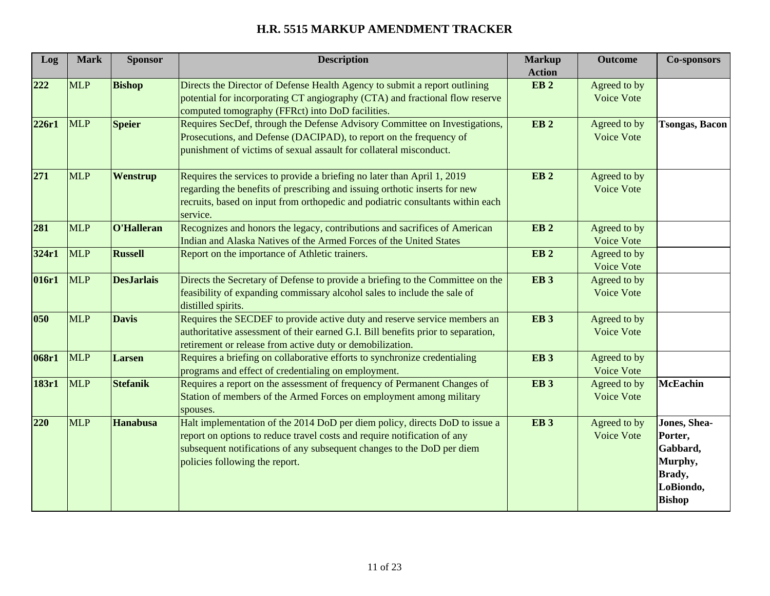# H.R. 5515 MARKUP AMENDMENT TRACKER

| Log | Mark | Sponsor | Description | Markup Action | Outcome | Co-sponsors |
|---|---|---|---|---|---|---|
| **222** | MLP | **Bishop** | Directs the Director of Defense Health Agency to submit a report outlining potential for incorporating CT angiography (CTA) and fractional flow reserve computed tomography (FFRct) into DoD facilities. | **EB 2** | Agreed to by Voice Vote | |
| **226r1** | MLP | **Speier** | Requires SecDef, through the Defense Advisory Committee on Investigations, Prosecutions, and Defense (DACIPAD), to report on the frequency of punishment of victims of sexual assault for collateral misconduct. | **EB 2** | Agreed to by Voice Vote | **Tsongas, Bacon** |
| **271** | MLP | **Wenstrup** | Requires the services to provide a briefing no later than April 1, 2019 regarding the benefits of prescribing and issuing orthotic inserts for new recruits, based on input from orthopedic and podiatric consultants within each service. | **EB 2** | Agreed to by Voice Vote | |
| **281** | MLP | **O'Halleran** | Recognizes and honors the legacy, contributions and sacrifices of American Indian and Alaska Natives of the Armed Forces of the United States | **EB 2** | Agreed to by Voice Vote | |
| **324r1** | MLP | **Russell** | Report on the importance of Athletic trainers. | **EB 2** | Agreed to by Voice Vote | |
| **016r1** | MLP | **DesJarlais** | Directs the Secretary of Defense to provide a briefing to the Committee on the feasibility of expanding commissary alcohol sales to include the sale of distilled spirits. | **EB 3** | Agreed to by Voice Vote | |
| **050** | MLP | **Davis** | Requires the SECDEF to provide active duty and reserve service members an authoritative assessment of their earned G.I. Bill benefits prior to separation, retirement or release from active duty or demobilization. | **EB 3** | Agreed to by Voice Vote | |
| **068r1** | MLP | **Larsen** | Requires a briefing on collaborative efforts to synchronize credentialing programs and effect of credentialing on employment. | **EB 3** | Agreed to by Voice Vote | |
| **183r1** | MLP | **Stefanik** | Requires a report on the assessment of frequency of Permanent Changes of Station of members of the Armed Forces on employment among military spouses. | **EB 3** | Agreed to by Voice Vote | **McEachin** |
| **220** | MLP | **Hanabusa** | Halt implementation of the 2014 DoD per diem policy, directs DoD to issue a report on options to reduce travel costs and require notification of any subsequent notifications of any subsequent changes to the DoD per diem policies following the report. | **EB 3** | Agreed to by Voice Vote | **Jones, Shea-Porter, Gabbard, Murphy, Brady, LoBiondo, Bishop** |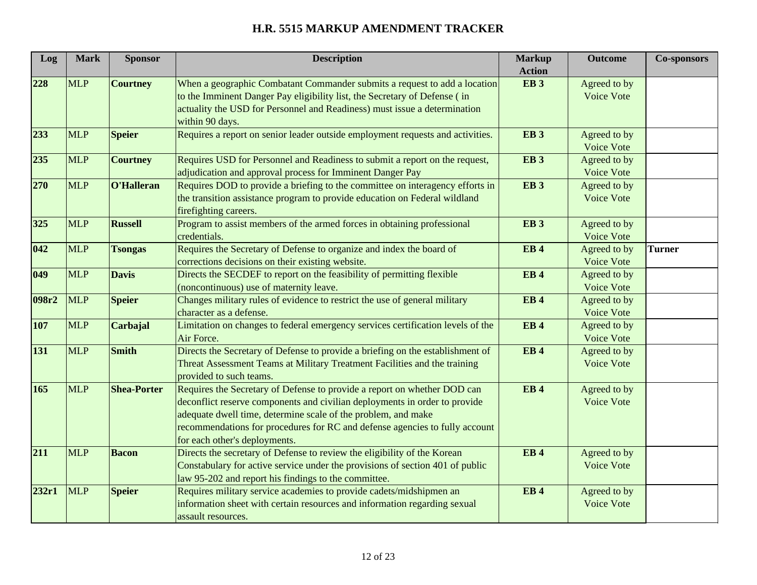# H.R. 5515 MARKUP AMENDMENT TRACKER

| Log | Mark | Sponsor | Description | Markup Action | Outcome | Co-sponsors |
|---|---|---|---|---|---|---|
| **228** | MLP | **Courtney** | When a geographic Combatant Commander submits a request to add a location to the Imminent Danger Pay eligibility list, the Secretary of Defense ( in actuality the USD for Personnel and Readiness) must issue a determination within 90 days. | **EB 3** | Agreed to by Voice Vote | |
| **233** | MLP | **Speier** | Requires a report on senior leader outside employment requests and activities. | **EB 3** | Agreed to by Voice Vote | |
| **235** | MLP | **Courtney** | Requires USD for Personnel and Readiness to submit a report on the request, adjudication and approval process for Imminent Danger Pay | **EB 3** | Agreed to by Voice Vote | |
| **270** | MLP | **O'Halleran** | Requires DOD to provide a briefing to the committee on interagency efforts in the transition assistance program to provide education on Federal wildland firefighting careers. | **EB 3** | Agreed to by Voice Vote | |
| **325** | MLP | **Russell** | Program to assist members of the armed forces in obtaining professional credentials. | **EB 3** | Agreed to by Voice Vote | |
| **042** | MLP | **Tsongas** | Requires the Secretary of Defense to organize and index the board of corrections decisions on their existing website. | **EB 4** | Agreed to by Voice Vote | **Turner** |
| **049** | MLP | **Davis** | Directs the SECDEF to report on the feasibility of permitting flexible (noncontinuous) use of maternity leave. | **EB 4** | Agreed to by Voice Vote | |
| **098r2** | MLP | **Speier** | Changes military rules of evidence to restrict the use of general military character as a defense. | **EB 4** | Agreed to by Voice Vote | |
| **107** | MLP | **Carbajal** | Limitation on changes to federal emergency services certification levels of the Air Force. | **EB 4** | Agreed to by Voice Vote | |
| **131** | MLP | **Smith** | Directs the Secretary of Defense to provide a briefing on the establishment of Threat Assessment Teams at Military Treatment Facilities and the training provided to such teams. | **EB 4** | Agreed to by Voice Vote | |
| **165** | MLP | **Shea-Porter** | Requires the Secretary of Defense to provide a report on whether DOD can deconflict reserve components and civilian deployments in order to provide adequate dwell time, determine scale of the problem, and make recommendations for procedures for RC and defense agencies to fully account for each other's deployments. | **EB 4** | Agreed to by Voice Vote | |
| **211** | MLP | **Bacon** | Directs the secretary of Defense to review the eligibility of the Korean Constabulary for active service under the provisions of section 401 of public law 95-202 and report his findings to the committee. | **EB 4** | Agreed to by Voice Vote | |
| **232r1** | MLP | **Speier** | Requires military service academies to provide cadets/midshipmen an information sheet with certain resources and information regarding sexual assault resources. | **EB 4** | Agreed to by Voice Vote | |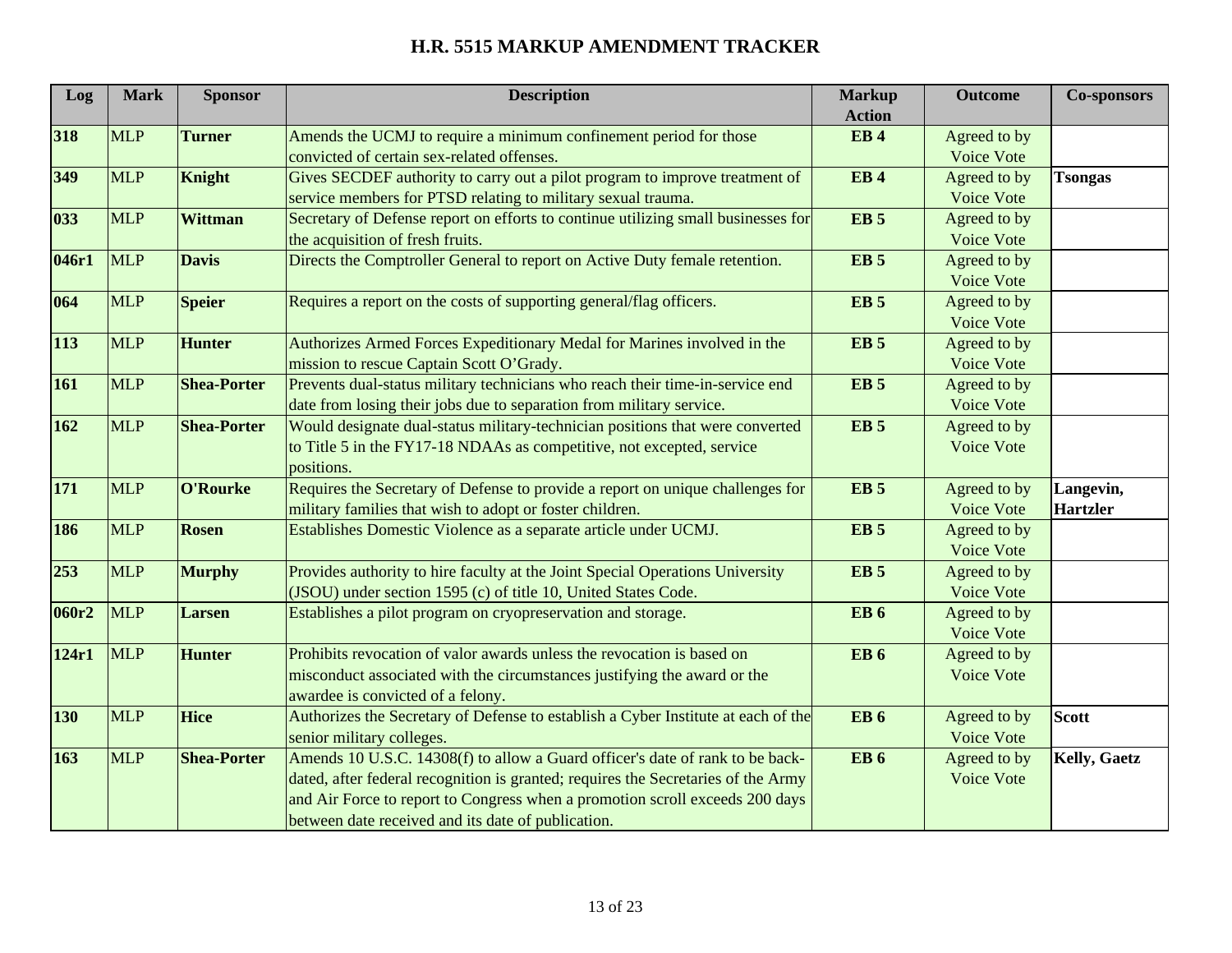# H.R. 5515 MARKUP AMENDMENT TRACKER

| Log | Mark | Sponsor | Description | Markup Action | Outcome | Co-sponsors |
|---|---|---|---|---|---|---|
| **318** | MLP | **Turner** | Amends the UCMJ to require a minimum confinement period for those convicted of certain sex-related offenses. | **EB 4** | Agreed to by Voice Vote | |
| **349** | MLP | **Knight** | Gives SECDEF authority to carry out a pilot program to improve treatment of service members for PTSD relating to military sexual trauma. | **EB 4** | Agreed to by Voice Vote | **Tsongas** |
| **033** | MLP | **Wittman** | Secretary of Defense report on efforts to continue utilizing small businesses for the acquisition of fresh fruits. | **EB 5** | Agreed to by Voice Vote | |
| **046r1** | MLP | **Davis** | Directs the Comptroller General to report on Active Duty female retention. | **EB 5** | Agreed to by Voice Vote | |
| **064** | MLP | **Speier** | Requires a report on the costs of supporting general/flag officers. | **EB 5** | Agreed to by Voice Vote | |
| **113** | MLP | **Hunter** | Authorizes Armed Forces Expeditionary Medal for Marines involved in the mission to rescue Captain Scott O'Grady. | **EB 5** | Agreed to by Voice Vote | |
| **161** | MLP | **Shea-Porter** | Prevents dual-status military technicians who reach their time-in-service end date from losing their jobs due to separation from military service. | **EB 5** | Agreed to by Voice Vote | |
| **162** | MLP | **Shea-Porter** | Would designate dual-status military-technician positions that were converted to Title 5 in the FY17-18 NDAAs as competitive, not excepted, service positions. | **EB 5** | Agreed to by Voice Vote | |
| **171** | MLP | **O'Rourke** | Requires the Secretary of Defense to provide a report on unique challenges for military families that wish to adopt or foster children. | **EB 5** | Agreed to by Voice Vote | **Langevin, Hartzler** |
| **186** | MLP | **Rosen** | Establishes Domestic Violence as a separate article under UCMJ. | **EB 5** | Agreed to by Voice Vote | |
| **253** | MLP | **Murphy** | Provides authority to hire faculty at the Joint Special Operations University (JSOU) under section 1595 (c) of title 10, United States Code. | **EB 5** | Agreed to by Voice Vote | |
| **060r2** | MLP | **Larsen** | Establishes a pilot program on cryopreservation and storage. | **EB 6** | Agreed to by Voice Vote | |
| **124r1** | MLP | **Hunter** | Prohibits revocation of valor awards unless the revocation is based on misconduct associated with the circumstances justifying the award or the awardee is convicted of a felony. | **EB 6** | Agreed to by Voice Vote | |
| **130** | MLP | **Hice** | Authorizes the Secretary of Defense to establish a Cyber Institute at each of the senior military colleges. | **EB 6** | Agreed to by Voice Vote | **Scott** |
| **163** | MLP | **Shea-Porter** | Amends 10 U.S.C. 14308(f) to allow a Guard officer's date of rank to be back-dated, after federal recognition is granted; requires the Secretaries of the Army and Air Force to report to Congress when a promotion scroll exceeds 200 days between date received and its date of publication. | **EB 6** | Agreed to by Voice Vote | **Kelly, Gaetz** |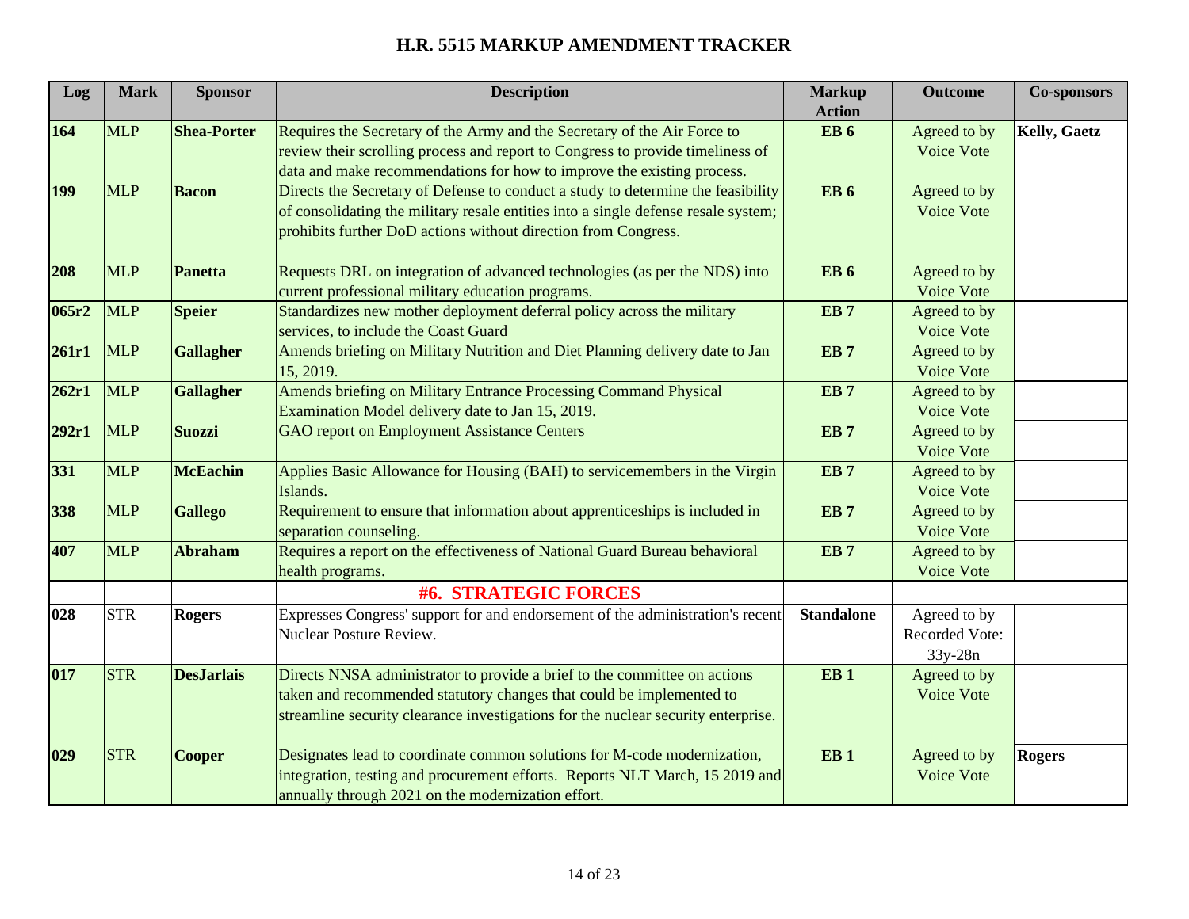# H.R. 5515 MARKUP AMENDMENT TRACKER

| Log | Mark | Sponsor | Description | Markup Action | Outcome | Co-sponsors |
|---|---|---|---|---|---|---|
| **164** | MLP | **Shea-Porter** | Requires the Secretary of the Army and the Secretary of the Air Force to review their scrolling process and report to Congress to provide timeliness of data and make recommendations for how to improve the existing process. | **EB 6** | Agreed to by Voice Vote | **Kelly, Gaetz** |
| **199** | MLP | **Bacon** | Directs the Secretary of Defense to conduct a study to determine the feasibility of consolidating the military resale entities into a single defense resale system; prohibits further DoD actions without direction from Congress. | **EB 6** | Agreed to by Voice Vote | |
| **208** | MLP | **Panetta** | Requests DRL on integration of advanced technologies (as per the NDS) into current professional military education programs. | **EB 6** | Agreed to by Voice Vote | |
| **065r2** | MLP | **Speier** | Standardizes new mother deployment deferral policy across the military services, to include the Coast Guard | **EB 7** | Agreed to by Voice Vote | |
| **261r1** | MLP | **Gallagher** | Amends briefing on Military Nutrition and Diet Planning delivery date to Jan 15, 2019. | **EB 7** | Agreed to by Voice Vote | |
| **262r1** | MLP | **Gallagher** | Amends briefing on Military Entrance Processing Command Physical Examination Model delivery date to Jan 15, 2019. | **EB 7** | Agreed to by Voice Vote | |
| **292r1** | MLP | **Suozzi** | GAO report on Employment Assistance Centers | **EB 7** | Agreed to by Voice Vote | |
| **331** | MLP | **McEachin** | Applies Basic Allowance for Housing (BAH) to servicemembers in the Virgin Islands. | **EB 7** | Agreed to by Voice Vote | |
| **338** | MLP | **Gallego** | Requirement to ensure that information about apprenticeships is included in separation counseling. | **EB 7** | Agreed to by Voice Vote | |
| **407** | MLP | **Abraham** | Requires a report on the effectiveness of National Guard Bureau behavioral health programs. | **EB 7** | Agreed to by Voice Vote | |
| | | | **#6. STRATEGIC FORCES** | | | |
| **028** | STR | **Rogers** | Expresses Congress' support for and endorsement of the administration's recent Nuclear Posture Review. | **Standalone** | Agreed to by Recorded Vote: 33y-28n | |
| **017** | STR | **DesJarlais** | Directs NNSA administrator to provide a brief to the committee on actions taken and recommended statutory changes that could be implemented to streamline security clearance investigations for the nuclear security enterprise. | **EB 1** | Agreed to by Voice Vote | |
| **029** | STR | **Cooper** | Designates lead to coordinate common solutions for M-code modernization, integration, testing and procurement efforts. Reports NLT March, 15 2019 and annually through 2021 on the modernization effort. | **EB 1** | Agreed to by Voice Vote | **Rogers** |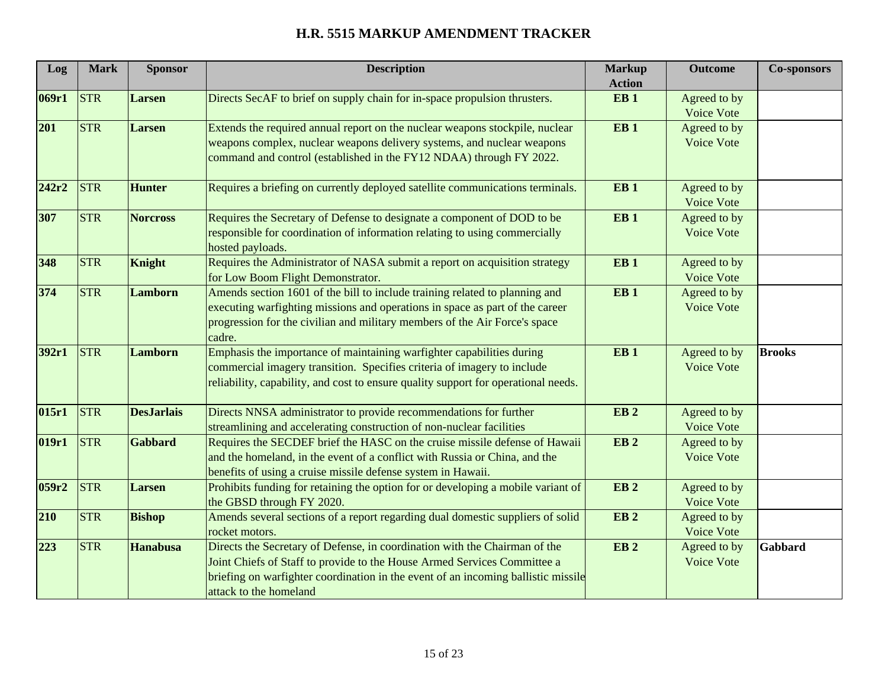# H.R. 5515 MARKUP AMENDMENT TRACKER

| Log | Mark | Sponsor | Description | Markup Action | Outcome | Co-sponsors |
|---|---|---|---|---|---|---|
| **069r1** | STR | **Larsen** | Directs SecAF to brief on supply chain for in-space propulsion thrusters. | **EB 1** | Agreed to by Voice Vote | |
| **201** | STR | **Larsen** | Extends the required annual report on the nuclear weapons stockpile, nuclear weapons complex, nuclear weapons delivery systems, and nuclear weapons command and control (established in the FY12 NDAA) through FY 2022. | **EB 1** | Agreed to by Voice Vote | |
| **242r2** | STR | **Hunter** | Requires a briefing on currently deployed satellite communications terminals. | **EB 1** | Agreed to by Voice Vote | |
| **307** | STR | **Norcross** | Requires the Secretary of Defense to designate a component of DOD to be responsible for coordination of information relating to using commercially hosted payloads. | **EB 1** | Agreed to by Voice Vote | |
| **348** | STR | **Knight** | Requires the Administrator of NASA submit a report on acquisition strategy for Low Boom Flight Demonstrator. | **EB 1** | Agreed to by Voice Vote | |
| **374** | STR | **Lamborn** | Amends section 1601 of the bill to include training related to planning and executing warfighting missions and operations in space as part of the career progression for the civilian and military members of the Air Force's space cadre. | **EB 1** | Agreed to by Voice Vote | |
| **392r1** | STR | **Lamborn** | Emphasis the importance of maintaining warfighter capabilities during commercial imagery transition. Specifies criteria of imagery to include reliability, capability, and cost to ensure quality support for operational needs. | **EB 1** | Agreed to by Voice Vote | **Brooks** |
| **015r1** | STR | **DesJarlais** | Directs NNSA administrator to provide recommendations for further streamlining and accelerating construction of non-nuclear facilities | **EB 2** | Agreed to by Voice Vote | |
| **019r1** | STR | **Gabbard** | Requires the SECDEF brief the HASC on the cruise missile defense of Hawaii and the homeland, in the event of a conflict with Russia or China, and the benefits of using a cruise missile defense system in Hawaii. | **EB 2** | Agreed to by Voice Vote | |
| **059r2** | STR | **Larsen** | Prohibits funding for retaining the option for or developing a mobile variant of the GBSD through FY 2020. | **EB 2** | Agreed to by Voice Vote | |
| **210** | STR | **Bishop** | Amends several sections of a report regarding dual domestic suppliers of solid rocket motors. | **EB 2** | Agreed to by Voice Vote | |
| **223** | STR | **Hanabusa** | Directs the Secretary of Defense, in coordination with the Chairman of the Joint Chiefs of Staff to provide to the House Armed Services Committee a briefing on warfighter coordination in the event of an incoming ballistic missile attack to the homeland | **EB 2** | Agreed to by Voice Vote | **Gabbard** |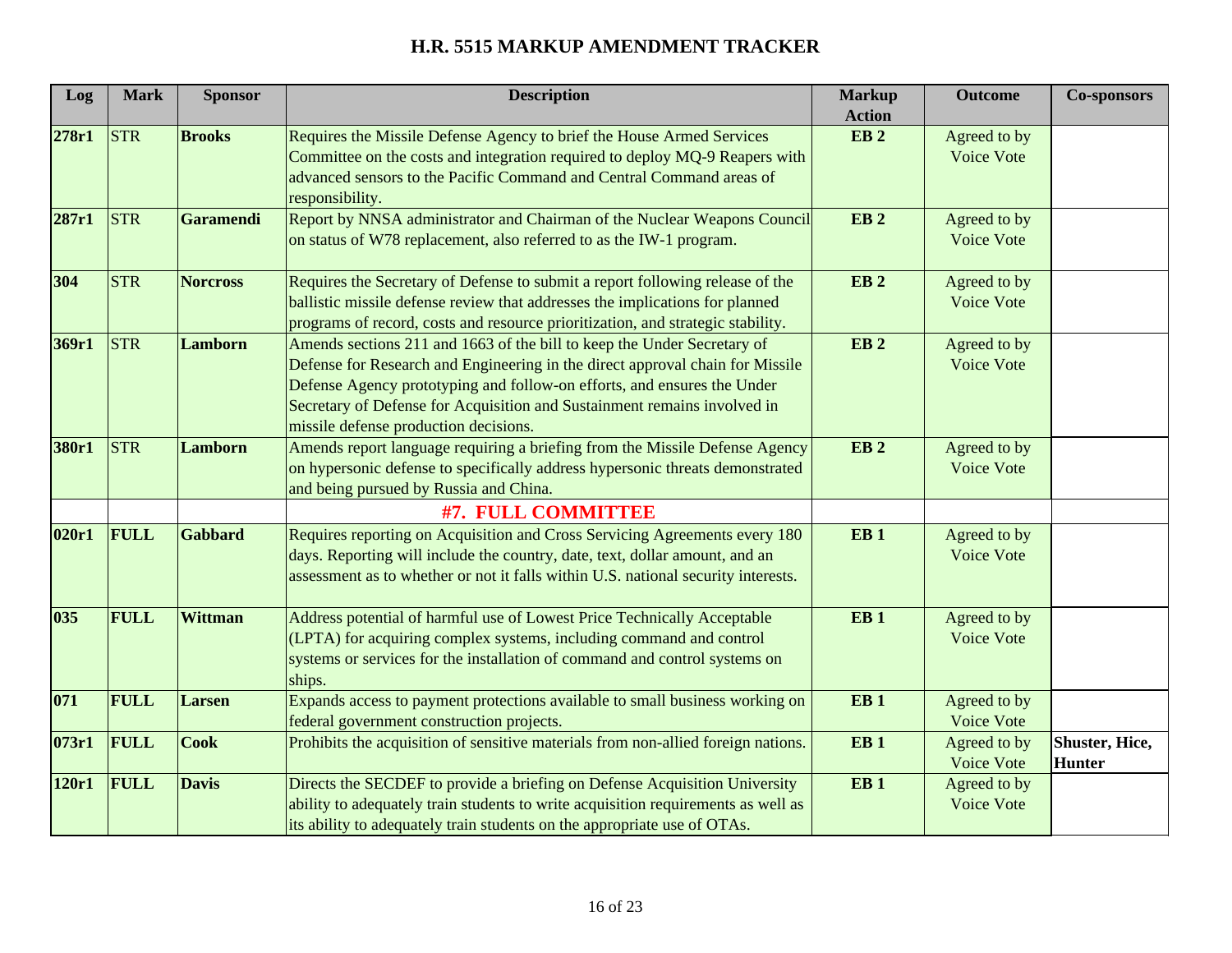# H.R. 5515 MARKUP AMENDMENT TRACKER

| Log | Mark | Sponsor | Description | Markup Action | Outcome | Co-sponsors |
|---|---|---|---|---|---|---|
| **278r1** | STR | **Brooks** | Requires the Missile Defense Agency to brief the House Armed Services Committee on the costs and integration required to deploy MQ-9 Reapers with advanced sensors to the Pacific Command and Central Command areas of responsibility. | **EB 2** | Agreed to by Voice Vote | |
| **287r1** | STR | **Garamendi** | Report by NNSA administrator and Chairman of the Nuclear Weapons Council on status of W78 replacement, also referred to as the IW-1 program. | **EB 2** | Agreed to by Voice Vote | |
| **304** | STR | **Norcross** | Requires the Secretary of Defense to submit a report following release of the ballistic missile defense review that addresses the implications for planned programs of record, costs and resource prioritization, and strategic stability. | **EB 2** | Agreed to by Voice Vote | |
| **369r1** | STR | **Lamborn** | Amends sections 211 and 1663 of the bill to keep the Under Secretary of Defense for Research and Engineering in the direct approval chain for Missile Defense Agency prototyping and follow-on efforts, and ensures the Under Secretary of Defense for Acquisition and Sustainment remains involved in missile defense production decisions. | **EB 2** | Agreed to by Voice Vote | |
| **380r1** | STR | **Lamborn** | Amends report language requiring a briefing from the Missile Defense Agency on hypersonic defense to specifically address hypersonic threats demonstrated and being pursued by Russia and China. | **EB 2** | Agreed to by Voice Vote | |
| | | | **#7. FULL COMMITTEE** | | | |
| **020r1** | **FULL** | **Gabbard** | Requires reporting on Acquisition and Cross Servicing Agreements every 180 days. Reporting will include the country, date, text, dollar amount, and an assessment as to whether or not it falls within U.S. national security interests. | **EB 1** | Agreed to by Voice Vote | |
| **035** | **FULL** | **Wittman** | Address potential of harmful use of Lowest Price Technically Acceptable (LPTA) for acquiring complex systems, including command and control systems or services for the installation of command and control systems on ships. | **EB 1** | Agreed to by Voice Vote | |
| **071** | **FULL** | **Larsen** | Expands access to payment protections available to small business working on federal government construction projects. | **EB 1** | Agreed to by Voice Vote | |
| **073r1** | **FULL** | **Cook** | Prohibits the acquisition of sensitive materials from non-allied foreign nations. | **EB 1** | Agreed to by Voice Vote | **Shuster, Hice, Hunter** |
| **120r1** | **FULL** | **Davis** | Directs the SECDEF to provide a briefing on Defense Acquisition University ability to adequately train students to write acquisition requirements as well as its ability to adequately train students on the appropriate use of OTAs. | **EB 1** | Agreed to by Voice Vote | |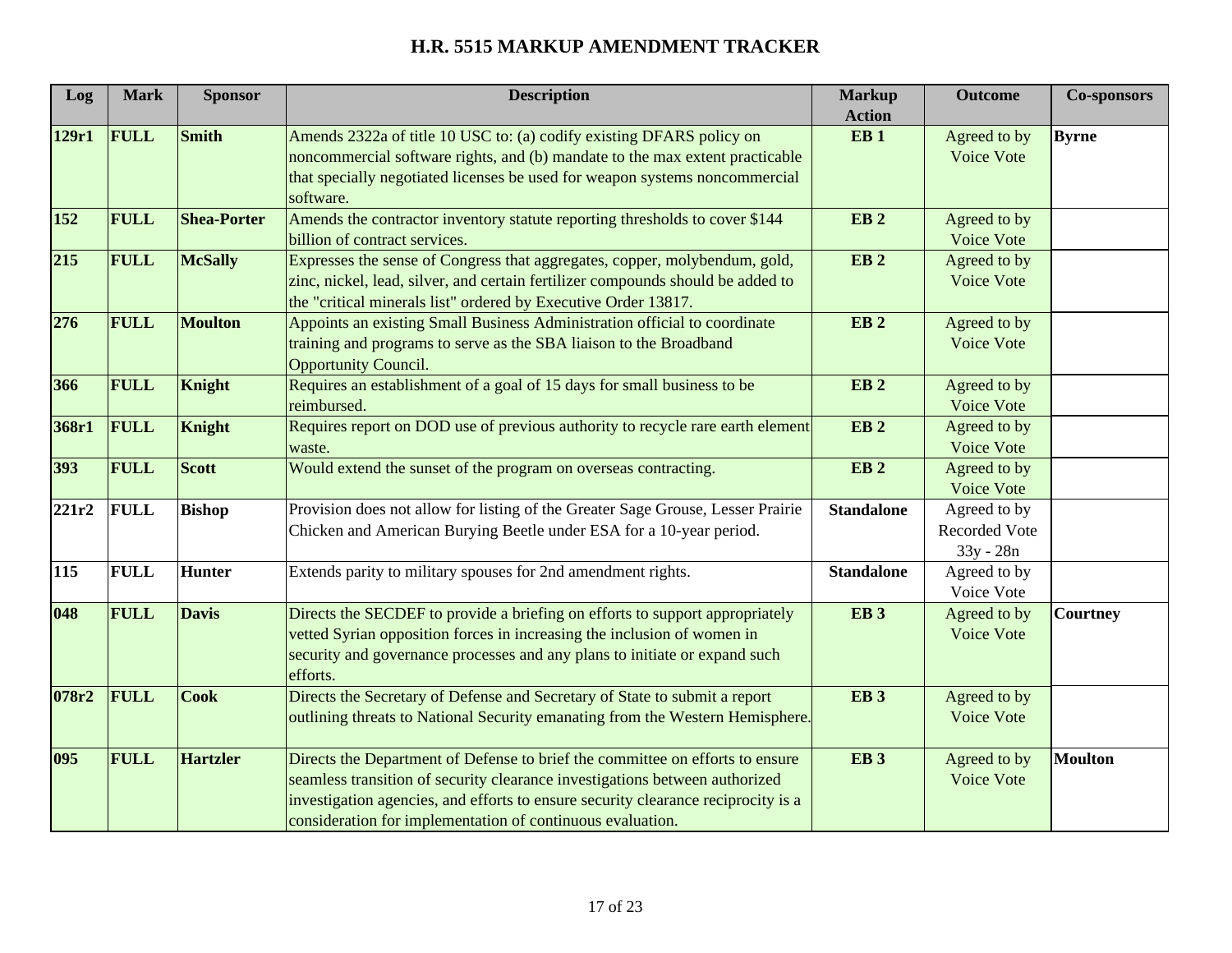# H.R. 5515 MARKUP AMENDMENT TRACKER

| Log | Mark | Sponsor | Description | Markup Action | Outcome | Co-sponsors |
|---|---|---|---|---|---|---|
| **129r1** | **FULL** | **Smith** | Amends 2322a of title 10 USC to: (a) codify existing DFARS policy on noncommercial software rights, and (b) mandate to the max extent practicable that specially negotiated licenses be used for weapon systems noncommercial software. | **EB 1** | Agreed to by Voice Vote | **Byrne** |
| **152** | **FULL** | **Shea-Porter** | Amends the contractor inventory statute reporting thresholds to cover $144 billion of contract services. | **EB 2** | Agreed to by Voice Vote | |
| **215** | **FULL** | **McSally** | Expresses the sense of Congress that aggregates, copper, molybendum, gold, zinc, nickel, lead, silver, and certain fertilizer compounds should be added to the "critical minerals list" ordered by Executive Order 13817. | **EB 2** | Agreed to by Voice Vote | |
| **276** | **FULL** | **Moulton** | Appoints an existing Small Business Administration official to coordinate training and programs to serve as the SBA liaison to the Broadband Opportunity Council. | **EB 2** | Agreed to by Voice Vote | |
| **366** | **FULL** | **Knight** | Requires an establishment of a goal of 15 days for small business to be reimbursed. | **EB 2** | Agreed to by Voice Vote | |
| **368r1** | **FULL** | **Knight** | Requires report on DOD use of previous authority to recycle rare earth element waste. | **EB 2** | Agreed to by Voice Vote | |
| **393** | **FULL** | **Scott** | Would extend the sunset of the program on overseas contracting. | **EB 2** | Agreed to by Voice Vote | |
| **221r2** | **FULL** | **Bishop** | Provision does not allow for listing of the Greater Sage Grouse, Lesser Prairie Chicken and American Burying Beetle under ESA for a 10-year period. | **Standalone** | Agreed to by Recorded Vote 33y - 28n | |
| **115** | **FULL** | **Hunter** | Extends parity to military spouses for 2nd amendment rights. | **Standalone** | Agreed to by Voice Vote | |
| **048** | **FULL** | **Davis** | Directs the SECDEF to provide a briefing on efforts to support appropriately vetted Syrian opposition forces in increasing the inclusion of women in security and governance processes and any plans to initiate or expand such efforts. | **EB 3** | Agreed to by Voice Vote | **Courtney** |
| **078r2** | **FULL** | **Cook** | Directs the Secretary of Defense and Secretary of State to submit a report outlining threats to National Security emanating from the Western Hemisphere. | **EB 3** | Agreed to by Voice Vote | |
| **095** | **FULL** | **Hartzler** | Directs the Department of Defense to brief the committee on efforts to ensure seamless transition of security clearance investigations between authorized investigation agencies, and efforts to ensure security clearance reciprocity is a consideration for implementation of continuous evaluation. | **EB 3** | Agreed to by Voice Vote | **Moulton** |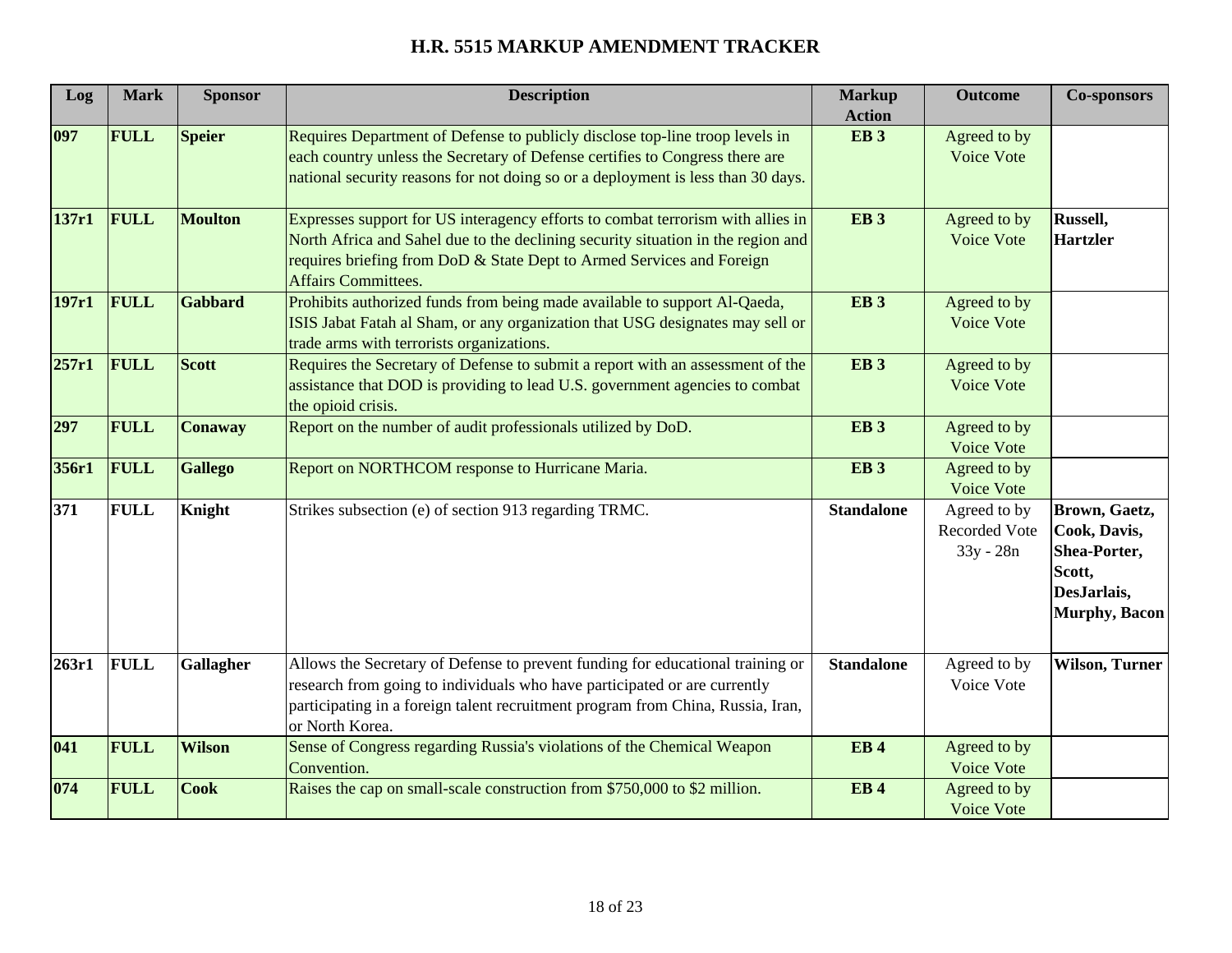# H.R. 5515 MARKUP AMENDMENT TRACKER

| Log | Mark | Sponsor | Description | Markup Action | Outcome | Co-sponsors |
|---|---|---|---|---|---|---|
| **097** | **FULL** | **Speier** | Requires Department of Defense to publicly disclose top-line troop levels in each country unless the Secretary of Defense certifies to Congress there are national security reasons for not doing so or a deployment is less than 30 days. | **EB 3** | Agreed to by Voice Vote | |
| **137r1** | **FULL** | **Moulton** | Expresses support for US interagency efforts to combat terrorism with allies in North Africa and Sahel due to the declining security situation in the region and requires briefing from DoD & State Dept to Armed Services and Foreign Affairs Committees. | **EB 3** | Agreed to by Voice Vote | **Russell, Hartzler** |
| **197r1** | **FULL** | **Gabbard** | Prohibits authorized funds from being made available to support Al-Qaeda, ISIS Jabat Fatah al Sham, or any organization that USG designates may sell or trade arms with terrorists organizations. | **EB 3** | Agreed to by Voice Vote | |
| **257r1** | **FULL** | **Scott** | Requires the Secretary of Defense to submit a report with an assessment of the assistance that DOD is providing to lead U.S. government agencies to combat the opioid crisis. | **EB 3** | Agreed to by Voice Vote | |
| **297** | **FULL** | **Conaway** | Report on the number of audit professionals utilized by DoD. | **EB 3** | Agreed to by Voice Vote | |
| **356r1** | **FULL** | **Gallego** | Report on NORTHCOM response to Hurricane Maria. | **EB 3** | Agreed to by Voice Vote | |
| **371** | **FULL** | **Knight** | Strikes subsection (e) of section 913 regarding TRMC. | **Standalone** | Agreed to by Recorded Vote 33y - 28n | **Brown, Gaetz, Cook, Davis, Shea-Porter, Scott, DesJarlais, Murphy, Bacon** |
| **263r1** | **FULL** | **Gallagher** | Allows the Secretary of Defense to prevent funding for educational training or research from going to individuals who have participated or are currently participating in a foreign talent recruitment program from China, Russia, Iran, or North Korea. | **Standalone** | Agreed to by Voice Vote | **Wilson, Turner** |
| **041** | **FULL** | **Wilson** | Sense of Congress regarding Russia's violations of the Chemical Weapon Convention. | **EB 4** | Agreed to by Voice Vote | |
| **074** | **FULL** | **Cook** | Raises the cap on small-scale construction from $750,000 to $2 million. | **EB 4** | Agreed to by Voice Vote | |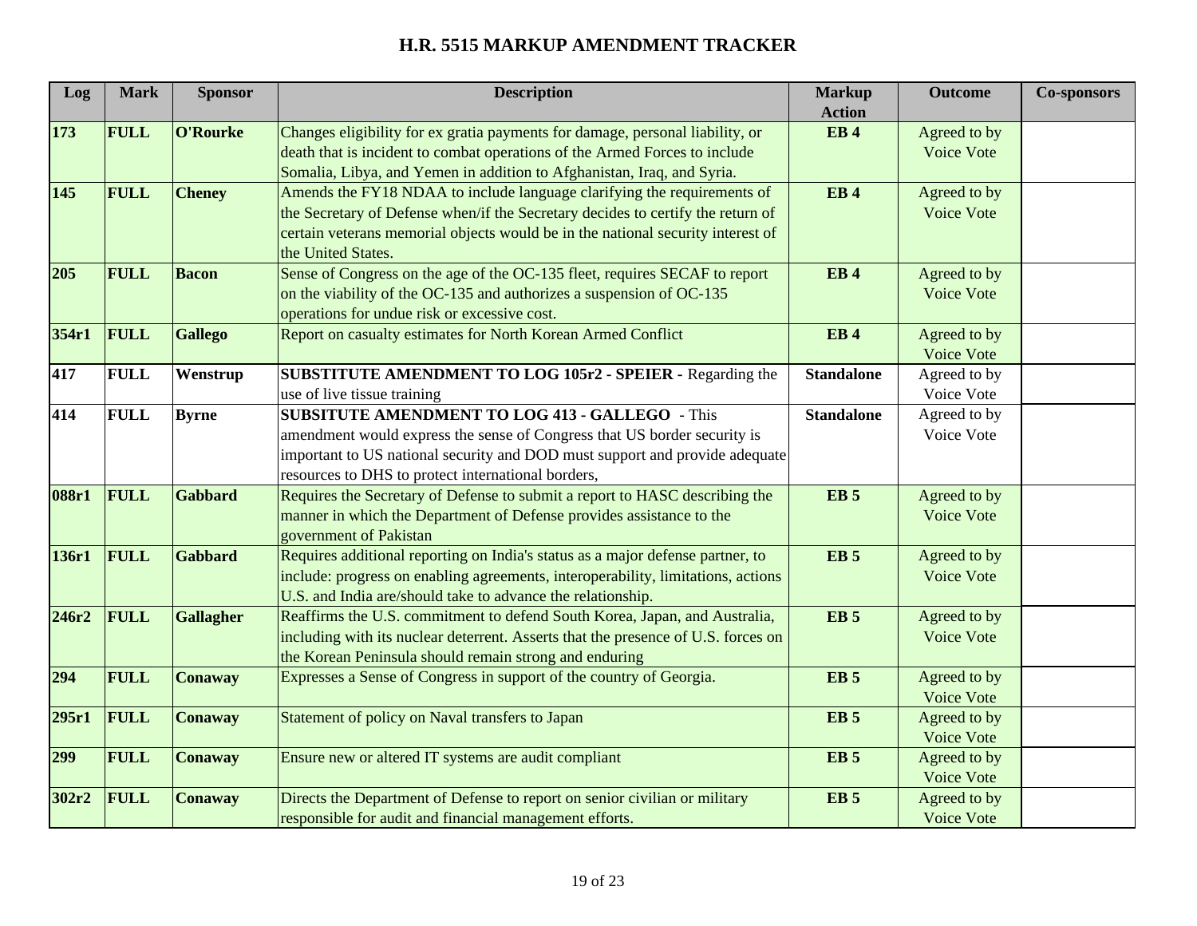# H.R. 5515 MARKUP AMENDMENT TRACKER

| Log | Mark | Sponsor | Description | Markup Action | Outcome | Co-sponsors |
|---|---|---|---|---|---|---|
| **173** | **FULL** | **O'Rourke** | Changes eligibility for ex gratia payments for damage, personal liability, or death that is incident to combat operations of the Armed Forces to include Somalia, Libya, and Yemen in addition to Afghanistan, Iraq, and Syria. | **EB 4** | Agreed to by Voice Vote | |
| **145** | **FULL** | **Cheney** | Amends the FY18 NDAA to include language clarifying the requirements of the Secretary of Defense when/if the Secretary decides to certify the return of certain veterans memorial objects would be in the national security interest of the United States. | **EB 4** | Agreed to by Voice Vote | |
| **205** | **FULL** | **Bacon** | Sense of Congress on the age of the OC-135 fleet, requires SECAF to report on the viability of the OC-135 and authorizes a suspension of OC-135 operations for undue risk or excessive cost. | **EB 4** | Agreed to by Voice Vote | |
| **354r1** | **FULL** | **Gallego** | Report on casualty estimates for North Korean Armed Conflict | **EB 4** | Agreed to by Voice Vote | |
| **417** | **FULL** | **Wenstrup** | **SUBSTITUTE AMENDMENT TO LOG 105r2 - SPEIER** - Regarding the use of live tissue training | **Standalone** | Agreed to by Voice Vote | |
| **414** | **FULL** | **Byrne** | **SUBSITUTE AMENDMENT TO LOG 413 - GALLEGO** - This amendment would express the sense of Congress that US border security is important to US national security and DOD must support and provide adequate resources to DHS to protect international borders, | **Standalone** | Agreed to by Voice Vote | |
| **088r1** | **FULL** | **Gabbard** | Requires the Secretary of Defense to submit a report to HASC describing the manner in which the Department of Defense provides assistance to the government of Pakistan | **EB 5** | Agreed to by Voice Vote | |
| **136r1** | **FULL** | **Gabbard** | Requires additional reporting on India's status as a major defense partner, to include: progress on enabling agreements, interoperability, limitations, actions U.S. and India are/should take to advance the relationship. | **EB 5** | Agreed to by Voice Vote | |
| **246r2** | **FULL** | **Gallagher** | Reaffirms the U.S. commitment to defend South Korea, Japan, and Australia, including with its nuclear deterrent. Asserts that the presence of U.S. forces on the Korean Peninsula should remain strong and enduring | **EB 5** | Agreed to by Voice Vote | |
| **294** | **FULL** | **Conaway** | Expresses a Sense of Congress in support of the country of Georgia. | **EB 5** | Agreed to by Voice Vote | |
| **295r1** | **FULL** | **Conaway** | Statement of policy on Naval transfers to Japan | **EB 5** | Agreed to by Voice Vote | |
| **299** | **FULL** | **Conaway** | Ensure new or altered IT systems are audit compliant | **EB 5** | Agreed to by Voice Vote | |
| **302r2** | **FULL** | **Conaway** | Directs the Department of Defense to report on senior civilian or military responsible for audit and financial management efforts. | **EB 5** | Agreed to by Voice Vote | |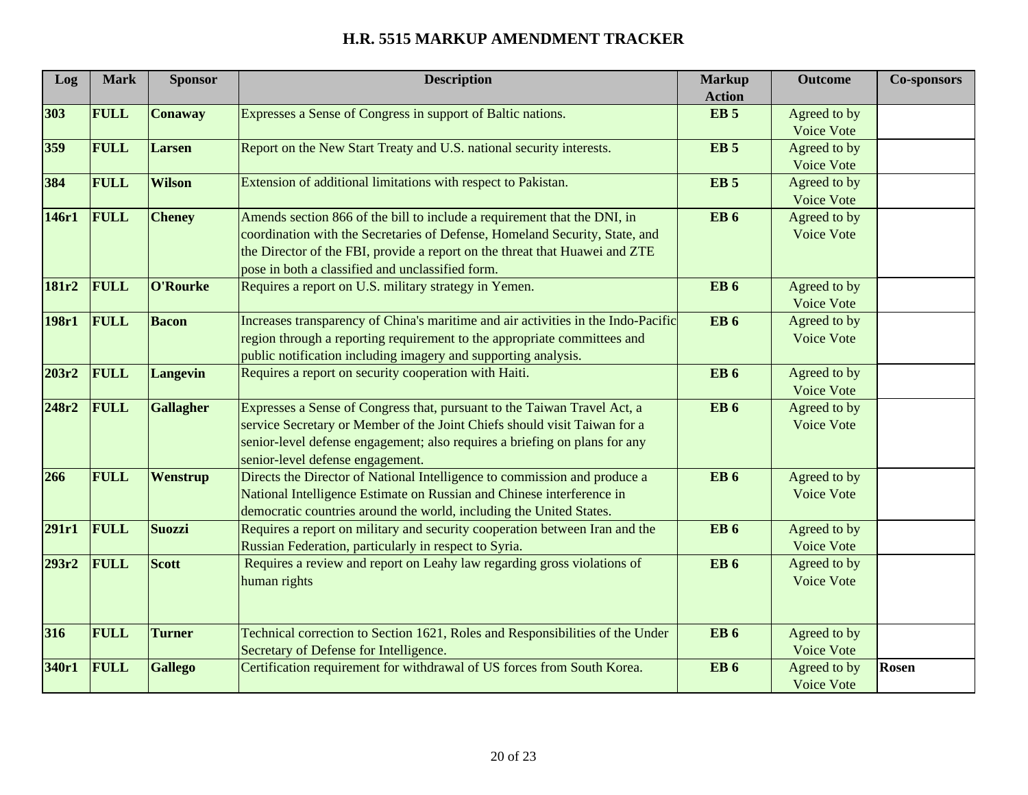# H.R. 5515 MARKUP AMENDMENT TRACKER

| Log | Mark | Sponsor | Description | Markup Action | Outcome | Co-sponsors |
|---|---|---|---|---|---|---|
| 303 | FULL | Conaway | Expresses a Sense of Congress in support of Baltic nations. | EB 5 | Agreed to by Voice Vote | |
| 359 | FULL | Larsen | Report on the New Start Treaty and U.S. national security interests. | EB 5 | Agreed to by Voice Vote | |
| 384 | FULL | Wilson | Extension of additional limitations with respect to Pakistan. | EB 5 | Agreed to by Voice Vote | |
| 146r1 | FULL | Cheney | Amends section 866 of the bill to include a requirement that the DNI, in coordination with the Secretaries of Defense, Homeland Security, State, and the Director of the FBI, provide a report on the threat that Huawei and ZTE pose in both a classified and unclassified form. | EB 6 | Agreed to by Voice Vote | |
| 181r2 | FULL | O'Rourke | Requires a report on U.S. military strategy in Yemen. | EB 6 | Agreed to by Voice Vote | |
| 198r1 | FULL | Bacon | Increases transparency of China's maritime and air activities in the Indo-Pacific region through a reporting requirement to the appropriate committees and public notification including imagery and supporting analysis. | EB 6 | Agreed to by Voice Vote | |
| 203r2 | FULL | Langevin | Requires a report on security cooperation with Haiti. | EB 6 | Agreed to by Voice Vote | |
| 248r2 | FULL | Gallagher | Expresses a Sense of Congress that, pursuant to the Taiwan Travel Act, a service Secretary or Member of the Joint Chiefs should visit Taiwan for a senior-level defense engagement; also requires a briefing on plans for any senior-level defense engagement. | EB 6 | Agreed to by Voice Vote | |
| 266 | FULL | Wenstrup | Directs the Director of National Intelligence to commission and produce a National Intelligence Estimate on Russian and Chinese interference in democratic countries around the world, including the United States. | EB 6 | Agreed to by Voice Vote | |
| 291r1 | FULL | Suozzi | Requires a report on military and security cooperation between Iran and the Russian Federation, particularly in respect to Syria. | EB 6 | Agreed to by Voice Vote | |
| 293r2 | FULL | Scott | Requires a review and report on Leahy law regarding gross violations of human rights | EB 6 | Agreed to by Voice Vote | |
| 316 | FULL | Turner | Technical correction to Section 1621, Roles and Responsibilities of the Under Secretary of Defense for Intelligence. | EB 6 | Agreed to by Voice Vote | |
| 340r1 | FULL | Gallego | Certification requirement for withdrawal of US forces from South Korea. | EB 6 | Agreed to by Voice Vote | Rosen |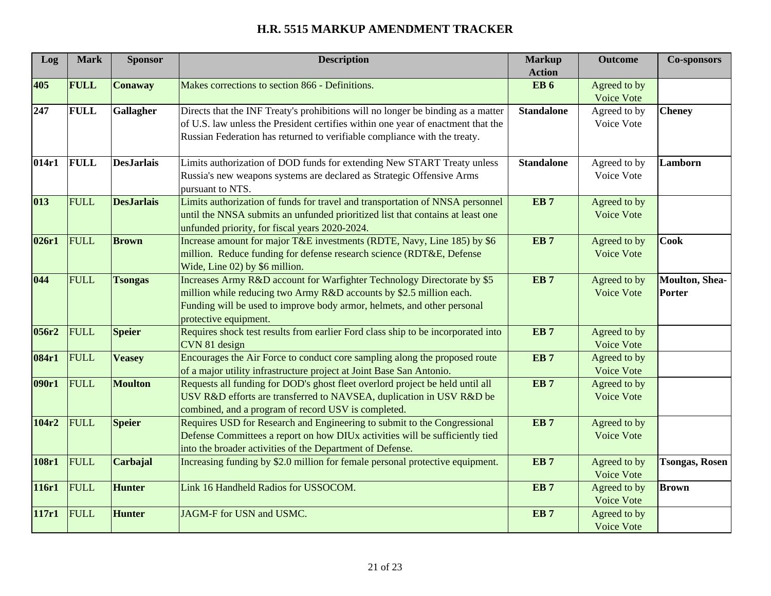# H.R. 5515 MARKUP AMENDMENT TRACKER

| Log | Mark | Sponsor | Description | Markup Action | Outcome | Co-sponsors |
|---|---|---|---|---|---|---|
| **405** | **FULL** | **Conaway** | Makes corrections to section 866 - Definitions. | **EB 6** | Agreed to by Voice Vote | |
| **247** | **FULL** | **Gallagher** | Directs that the INF Treaty's prohibitions will no longer be binding as a matter of U.S. law unless the President certifies within one year of enactment that the Russian Federation has returned to verifiable compliance with the treaty. | **Standalone** | Agreed to by Voice Vote | **Cheney** |
| **014r1** | **FULL** | **DesJarlais** | Limits authorization of DOD funds for extending New START Treaty unless Russia's new weapons systems are declared as Strategic Offensive Arms pursuant to NTS. | **Standalone** | Agreed to by Voice Vote | **Lamborn** |
| **013** | FULL | **DesJarlais** | Limits authorization of funds for travel and transportation of NNSA personnel until the NNSA submits an unfunded prioritized list that contains at least one unfunded priority, for fiscal years 2020-2024. | **EB 7** | Agreed to by Voice Vote | |
| **026r1** | FULL | **Brown** | Increase amount for major T&E investments (RDTE, Navy, Line 185) by $6 million. Reduce funding for defense research science (RDT&E, Defense Wide, Line 02) by $6 million. | **EB 7** | Agreed to by Voice Vote | **Cook** |
| **044** | FULL | **Tsongas** | Increases Army R&D account for Warfighter Technology Directorate by $5 million while reducing two Army R&D accounts by $2.5 million each. Funding will be used to improve body armor, helmets, and other personal protective equipment. | **EB 7** | Agreed to by Voice Vote | **Moulton, Shea-Porter** |
| **056r2** | FULL | **Speier** | Requires shock test results from earlier Ford class ship to be incorporated into CVN 81 design | **EB 7** | Agreed to by Voice Vote | |
| **084r1** | FULL | **Veasey** | Encourages the Air Force to conduct core sampling along the proposed route of a major utility infrastructure project at Joint Base San Antonio. | **EB 7** | Agreed to by Voice Vote | |
| **090r1** | FULL | **Moulton** | Requests all funding for DOD's ghost fleet overlord project be held until all USV R&D efforts are transferred to NAVSEA, duplication in USV R&D be combined, and a program of record USV is completed. | **EB 7** | Agreed to by Voice Vote | |
| **104r2** | FULL | **Speier** | Requires USD for Research and Engineering to submit to the Congressional Defense Committees a report on how DIUx activities will be sufficiently tied into the broader activities of the Department of Defense. | **EB 7** | Agreed to by Voice Vote | |
| **108r1** | FULL | **Carbajal** | Increasing funding by $2.0 million for female personal protective equipment. | **EB 7** | Agreed to by Voice Vote | **Tsongas, Rosen** |
| **116r1** | FULL | **Hunter** | Link 16 Handheld Radios for USSOCOM. | **EB 7** | Agreed to by Voice Vote | **Brown** |
| **117r1** | FULL | **Hunter** | JAGM-F for USN and USMC. | **EB 7** | Agreed to by Voice Vote | |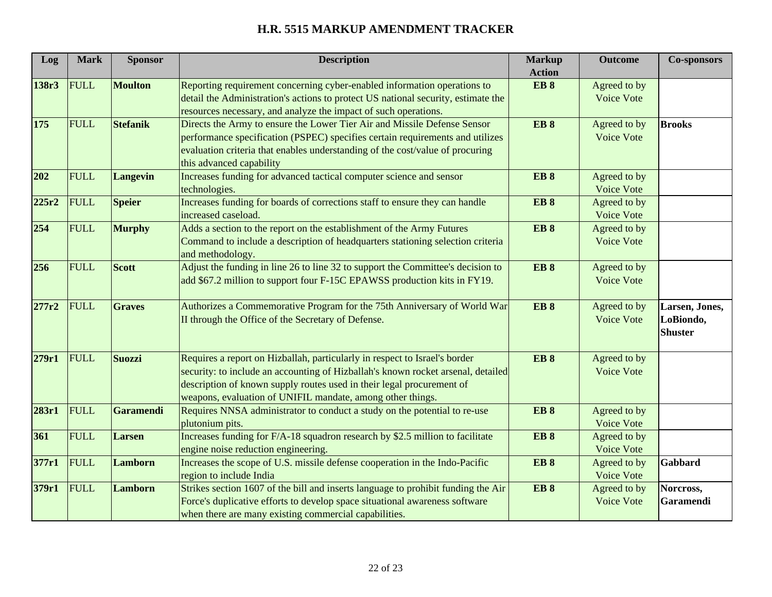# H.R. 5515 MARKUP AMENDMENT TRACKER

| Log | Mark | Sponsor | Description | Markup Action | Outcome | Co-sponsors |
|---|---|---|---|---|---|---|
| **138r3** | FULL | **Moulton** | Reporting requirement concerning cyber-enabled information operations to detail the Administration's actions to protect US national security, estimate the resources necessary, and analyze the impact of such operations. | **EB 8** | Agreed to by Voice Vote | |
| **175** | FULL | **Stefanik** | Directs the Army to ensure the Lower Tier Air and Missile Defense Sensor performance specification (PSPEC) specifies certain requirements and utilizes evaluation criteria that enables understanding of the cost/value of procuring this advanced capability | **EB 8** | Agreed to by Voice Vote | **Brooks** |
| **202** | FULL | **Langevin** | Increases funding for advanced tactical computer science and sensor technologies. | **EB 8** | Agreed to by Voice Vote | |
| **225r2** | FULL | **Speier** | Increases funding for boards of corrections staff to ensure they can handle increased caseload. | **EB 8** | Agreed to by Voice Vote | |
| **254** | FULL | **Murphy** | Adds a section to the report on the establishment of the Army Futures Command to include a description of headquarters stationing selection criteria and methodology. | **EB 8** | Agreed to by Voice Vote | |
| **256** | FULL | **Scott** | Adjust the funding in line 26 to line 32 to support the Committee's decision to add $67.2 million to support four F-15C EPAWSS production kits in FY19. | **EB 8** | Agreed to by Voice Vote | |
| **277r2** | FULL | **Graves** | Authorizes a Commemorative Program for the 75th Anniversary of World War II through the Office of the Secretary of Defense. | **EB 8** | Agreed to by Voice Vote | **Larsen, Jones, LoBiondo, Shuster** |
| **279r1** | FULL | **Suozzi** | Requires a report on Hizballah, particularly in respect to Israel's border security: to include an accounting of Hizballah's known rocket arsenal, detailed description of known supply routes used in their legal procurement of weapons, evaluation of UNIFIL mandate, among other things. | **EB 8** | Agreed to by Voice Vote | |
| **283r1** | FULL | **Garamendi** | Requires NNSA administrator to conduct a study on the potential to re-use plutonium pits. | **EB 8** | Agreed to by Voice Vote | |
| **361** | FULL | **Larsen** | Increases funding for F/A-18 squadron research by $2.5 million to facilitate engine noise reduction engineering. | **EB 8** | Agreed to by Voice Vote | |
| **377r1** | FULL | **Lamborn** | Increases the scope of U.S. missile defense cooperation in the Indo-Pacific region to include India | **EB 8** | Agreed to by Voice Vote | **Gabbard** |
| **379r1** | FULL | **Lamborn** | Strikes section 1607 of the bill and inserts language to prohibit funding the Air Force's duplicative efforts to develop space situational awareness software when there are many existing commercial capabilities. | **EB 8** | Agreed to by Voice Vote | **Norcross, Garamendi** |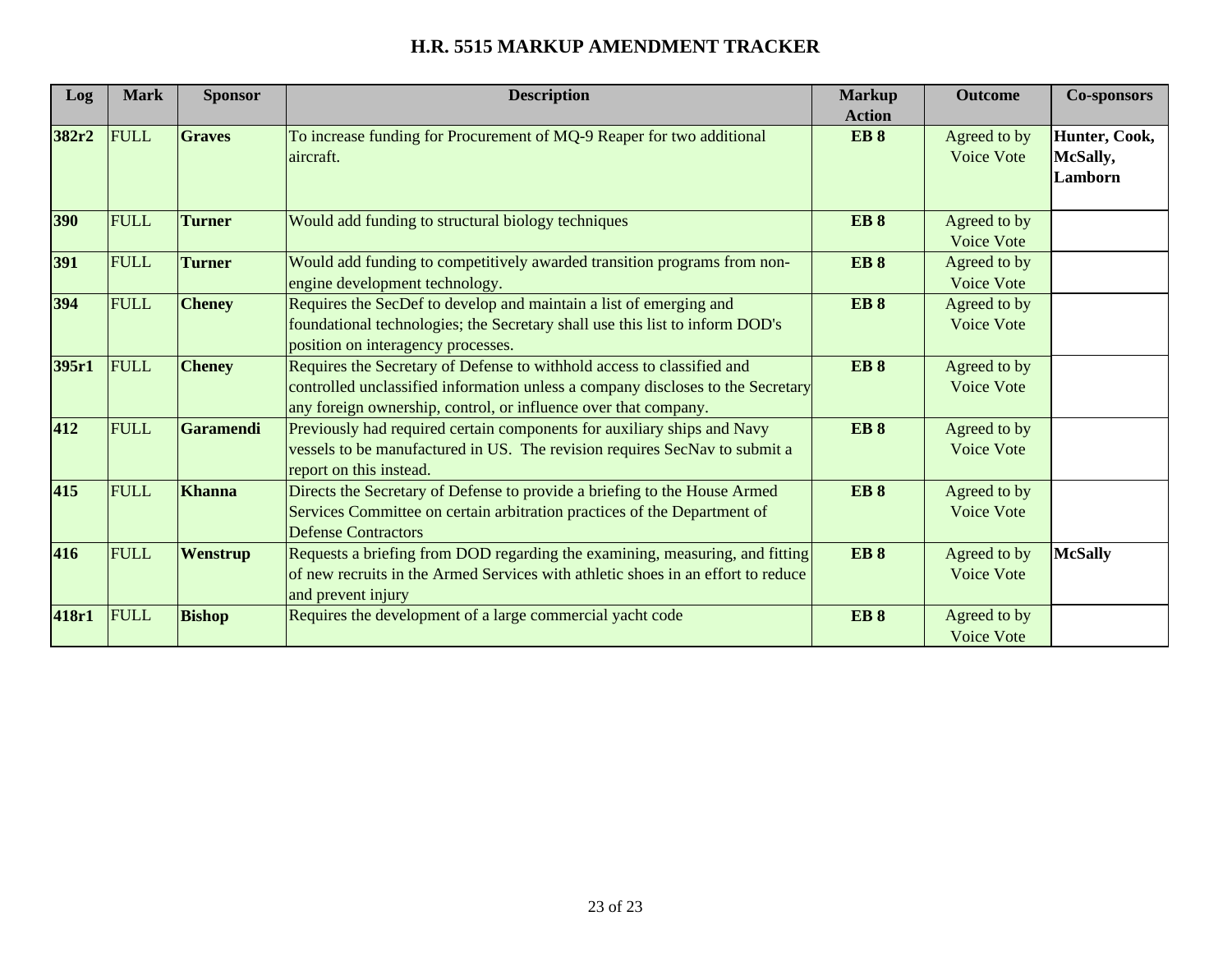# H.R. 5515 MARKUP AMENDMENT TRACKER

| Log | Mark | Sponsor | Description | Markup Action | Outcome | Co-sponsors |
|---|---|---|---|---|---|---|
| **382r2** | FULL | **Graves** | To increase funding for Procurement of MQ-9 Reaper for two additional aircraft. | **EB 8** | Agreed to by Voice Vote | **Hunter, Cook, McSally, Lamborn** |
| **390** | FULL | **Turner** | Would add funding to structural biology techniques | **EB 8** | Agreed to by Voice Vote | |
| **391** | FULL | **Turner** | Would add funding to competitively awarded transition programs from non-engine development technology. | **EB 8** | Agreed to by Voice Vote | |
| **394** | FULL | **Cheney** | Requires the SecDef to develop and maintain a list of emerging and foundational technologies; the Secretary shall use this list to inform DOD's position on interagency processes. | **EB 8** | Agreed to by Voice Vote | |
| **395r1** | FULL | **Cheney** | Requires the Secretary of Defense to withhold access to classified and controlled unclassified information unless a company discloses to the Secretary any foreign ownership, control, or influence over that company. | **EB 8** | Agreed to by Voice Vote | |
| **412** | FULL | **Garamendi** | Previously had required certain components for auxiliary ships and Navy vessels to be manufactured in US. The revision requires SecNav to submit a report on this instead. | **EB 8** | Agreed to by Voice Vote | |
| **415** | FULL | **Khanna** | Directs the Secretary of Defense to provide a briefing to the House Armed Services Committee on certain arbitration practices of the Department of Defense Contractors | **EB 8** | Agreed to by Voice Vote | |
| **416** | FULL | **Wenstrup** | Requests a briefing from DOD regarding the examining, measuring, and fitting of new recruits in the Armed Services with athletic shoes in an effort to reduce and prevent injury | **EB 8** | Agreed to by Voice Vote | **McSally** |
| **418r1** | FULL | **Bishop** | Requires the development of a large commercial yacht code | **EB 8** | Agreed to by Voice Vote | |